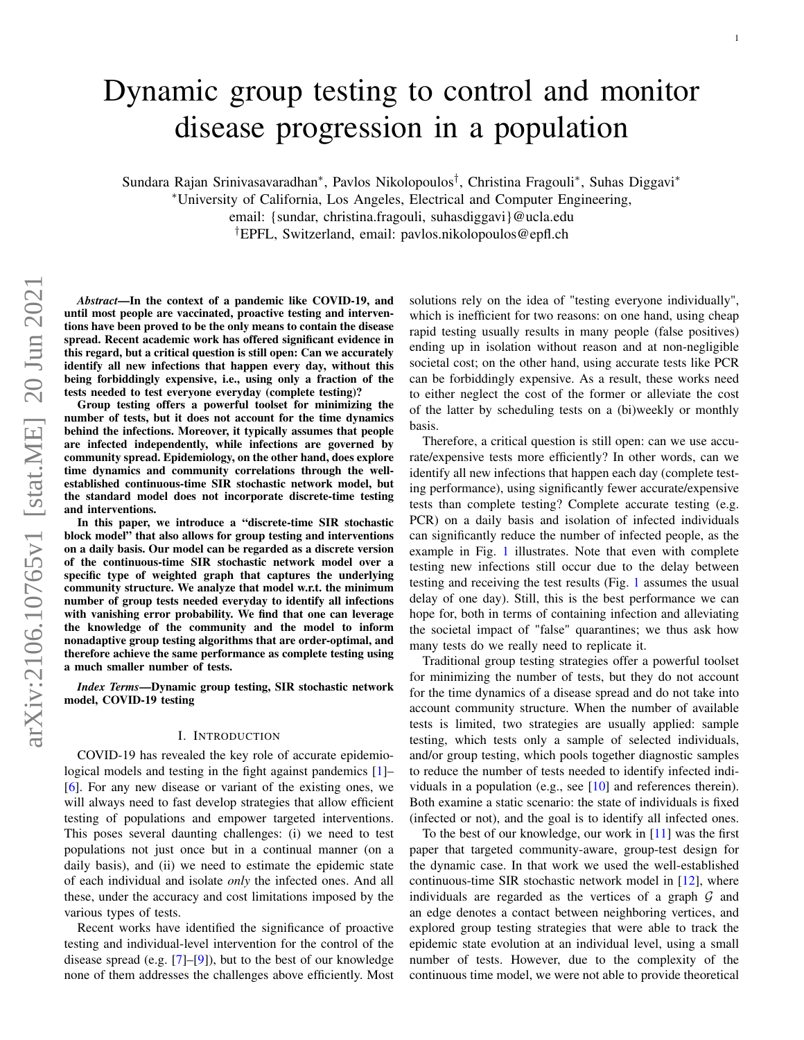# Dynamic group testing to control and monitor disease progression in a population

Sundara Rajan Srinivasavaradhan*, Pavlos Nikolopoulos†, Christina Fragouli*, Suhas Diggavi*

*University of California, Los Angeles, Electrical and Computer Engineering,
email: {sundar, christina.fragouli, suhasdiggavi}@ucla.edu

†EPFL, Switzerland, email: pavlos.nikolopoulos@epfl.ch

***Abstract*—In the context of a pandemic like COVID-19, and until most people are vaccinated, proactive testing and interventions have been proved to be the only means to contain the disease spread. Recent academic work has offered significant evidence in this regard, but a critical question is still open: Can we accurately identify all new infections that happen every day, without this being forbiddingly expensive, i.e., using only a fraction of the tests needed to test everyone everyday (complete testing)?**

**Group testing offers a powerful toolset for minimizing the number of tests, but it does not account for the time dynamics behind the infections. Moreover, it typically assumes that people are infected independently, while infections are governed by community spread. Epidemiology, on the other hand, does explore time dynamics and community correlations through the well-established continuous-time SIR stochastic network model, but the standard model does not incorporate discrete-time testing and interventions.**

**In this paper, we introduce a "discrete-time SIR stochastic block model" that also allows for group testing and interventions on a daily basis. Our model can be regarded as a discrete version of the continuous-time SIR stochastic network model over a specific type of weighted graph that captures the underlying community structure. We analyze that model w.r.t. the minimum number of group tests needed everyday to identify all infections with vanishing error probability. We find that one can leverage the knowledge of the community and the model to inform nonadaptive group testing algorithms that are order-optimal, and therefore achieve the same performance as complete testing using a much smaller number of tests.**

***Index Terms*—Dynamic group testing, SIR stochastic network model, COVID-19 testing**

## I. Introduction

COVID-19 has revealed the key role of accurate epidemiological models and testing in the fight against pandemics [1]–[6]. For any new disease or variant of the existing ones, we will always need to fast develop strategies that allow efficient testing of populations and empower targeted interventions. This poses several daunting challenges: (i) we need to test populations not just once but in a continual manner (on a daily basis), and (ii) we need to estimate the epidemic state of each individual and isolate *only* the infected ones. And all these, under the accuracy and cost limitations imposed by the various types of tests.

Recent works have identified the significance of proactive testing and individual-level intervention for the control of the disease spread (e.g. [7]–[9]), but to the best of our knowledge none of them addresses the challenges above efficiently. Most solutions rely on the idea of "testing everyone individually", which is inefficient for two reasons: on one hand, using cheap rapid testing usually results in many people (false positives) ending up in isolation without reason and at non-negligible societal cost; on the other hand, using accurate tests like PCR can be forbiddingly expensive. As a result, these works need to either neglect the cost of the former or alleviate the cost of the latter by scheduling tests on a (bi)weekly or monthly basis.

Therefore, a critical question is still open: can we use accurate/expensive tests more efficiently? In other words, can we identify all new infections that happen each day (complete testing performance), using significantly fewer accurate/expensive tests than complete testing? Complete accurate testing (e.g. PCR) on a daily basis and isolation of infected individuals can significantly reduce the number of infected people, as the example in Fig. 1 illustrates. Note that even with complete testing new infections still occur due to the delay between testing and receiving the test results (Fig. 1 assumes the usual delay of one day). Still, this is the best performance we can hope for, both in terms of containing infection and alleviating the societal impact of "false" quarantines; we thus ask how many tests do we really need to replicate it.

Traditional group testing strategies offer a powerful toolset for minimizing the number of tests, but they do not account for the time dynamics of a disease spread and do not take into account community structure. When the number of available tests is limited, two strategies are usually applied: sample testing, which tests only a sample of selected individuals, and/or group testing, which pools together diagnostic samples to reduce the number of tests needed to identify infected individuals in a population (e.g., see [10] and references therein). Both examine a static scenario: the state of individuals is fixed (infected or not), and the goal is to identify all infected ones.

To the best of our knowledge, our work in [11] was the first paper that targeted community-aware, group-test design for the dynamic case. In that work we used the well-established continuous-time SIR stochastic network model in [12], where individuals are regarded as the vertices of a graph $\mathcal{G}$ and an edge denotes a contact between neighboring vertices, and explored group testing strategies that were able to track the epidemic state evolution at an individual level, using a small number of tests. However, due to the complexity of the continuous time model, we were not able to provide theoretical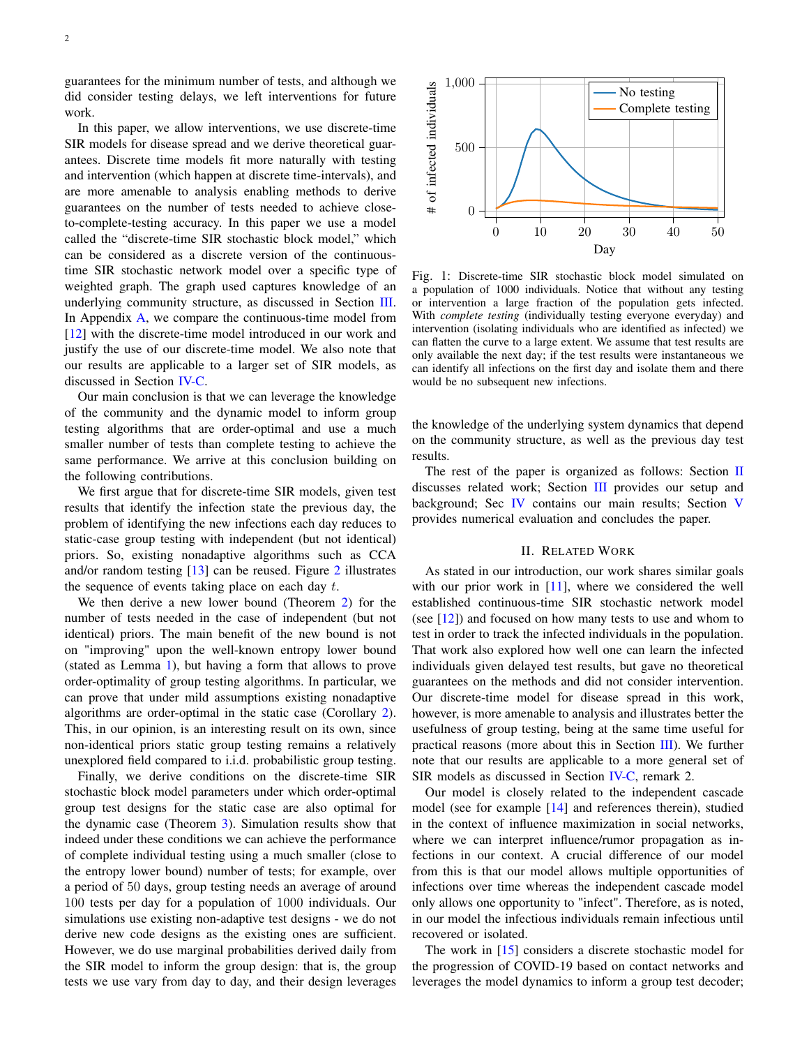guarantees for the minimum number of tests, and although we did consider testing delays, we left interventions for future work.

In this paper, we allow interventions, we use discrete-time SIR models for disease spread and we derive theoretical guarantees. Discrete time models fit more naturally with testing and intervention (which happen at discrete time-intervals), and are more amenable to analysis enabling methods to derive guarantees on the number of tests needed to achieve close-to-complete-testing accuracy. In this paper we use a model called the "discrete-time SIR stochastic block model," which can be considered as a discrete version of the continuous-time SIR stochastic network model over a specific type of weighted graph. The graph used captures knowledge of an underlying community structure, as discussed in Section III. In Appendix A, we compare the continuous-time model from [12] with the discrete-time model introduced in our work and justify the use of our discrete-time model. We also note that our results are applicable to a larger set of SIR models, as discussed in Section IV-C.

Our main conclusion is that we can leverage the knowledge of the community and the dynamic model to inform group testing algorithms that are order-optimal and use a much smaller number of tests than complete testing to achieve the same performance. We arrive at this conclusion building on the following contributions.

We first argue that for discrete-time SIR models, given test results that identify the infection state the previous day, the problem of identifying the new infections each day reduces to static-case group testing with independent (but not identical) priors. So, existing nonadaptive algorithms such as CCA and/or random testing [13] can be reused. Figure 2 illustrates the sequence of events taking place on each day $t$.

We then derive a new lower bound (Theorem 2) for the number of tests needed in the case of independent (but not identical) priors. The main benefit of the new bound is not on "improving" upon the well-known entropy lower bound (stated as Lemma 1), but having a form that allows to prove order-optimality of group testing algorithms. In particular, we can prove that under mild assumptions existing nonadaptive algorithms are order-optimal in the static case (Corollary 2). This, in our opinion, is an interesting result on its own, since non-identical priors static group testing remains a relatively unexplored field compared to i.i.d. probabilistic group testing.

Finally, we derive conditions on the discrete-time SIR stochastic block model parameters under which order-optimal group test designs for the static case are also optimal for the dynamic case (Theorem 3). Simulation results show that indeed under these conditions we can achieve the performance of complete individual testing using a much smaller (close to the entropy lower bound) number of tests; for example, over a period of 50 days, group testing needs an average of around 100 tests per day for a population of 1000 individuals. Our simulations use existing non-adaptive test designs - we do not derive new code designs as the existing ones are sufficient. However, we do use marginal probabilities derived daily from the SIR model to inform the group design: that is, the group tests we use vary from day to day, and their design leverages the knowledge of the underlying system dynamics that depend on the community structure, as well as the previous day test results.

Fig. 1: Discrete-time SIR stochastic block model simulated on a population of 1000 individuals. Notice that without any testing or intervention a large fraction of the population gets infected. With *complete testing* (individually testing everyone everyday) and intervention (isolating individuals who are identified as infected) we can flatten the curve to a large extent. We assume that test results are only available the next day; if the test results were instantaneous we can identify all infections on the first day and isolate them and there would be no subsequent new infections.

The rest of the paper is organized as follows: Section II discusses related work; Section III provides our setup and background; Sec IV contains our main results; Section V provides numerical evaluation and concludes the paper.

## II. Related Work

As stated in our introduction, our work shares similar goals with our prior work in [11], where we considered the well established continuous-time SIR stochastic network model (see [12]) and focused on how many tests to use and whom to test in order to track the infected individuals in the population. That work also explored how well one can learn the infected individuals given delayed test results, but gave no theoretical guarantees on the methods and did not consider intervention. Our discrete-time model for disease spread in this work, however, is more amenable to analysis and illustrates better the usefulness of group testing, being at the same time useful for practical reasons (more about this in Section III). We further note that our results are applicable to a more general set of SIR models as discussed in Section IV-C, remark 2.

Our model is closely related to the independent cascade model (see for example [14] and references therein), studied in the context of influence maximization in social networks, where we can interpret influence/rumor propagation as infections in our context. A crucial difference of our model from this is that our model allows multiple opportunities of infections over time whereas the independent cascade model only allows one opportunity to "infect". Therefore, as is noted, in our model the infectious individuals remain infectious until recovered or isolated.

The work in [15] considers a discrete stochastic model for the progression of COVID-19 based on contact networks and leverages the model dynamics to inform a group test decoder;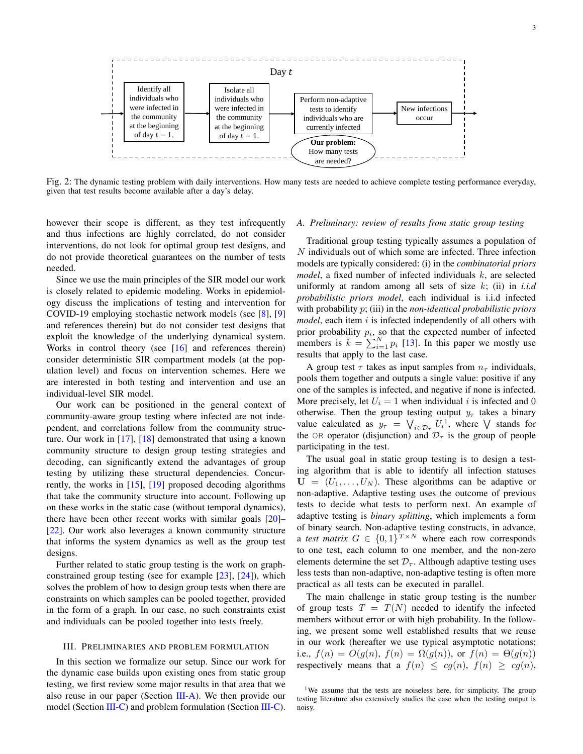Fig. 2: The dynamic testing problem with daily interventions. How many tests are needed to achieve complete testing performance everyday, given that test results become available after a day's delay.

however their scope is different, as they test infrequently and thus infections are highly correlated, do not consider interventions, do not look for optimal group test designs, and do not provide theoretical guarantees on the number of tests needed.

Since we use the main principles of the SIR model our work is closely related to epidemic modeling. Works in epidemiology discuss the implications of testing and intervention for COVID-19 employing stochastic network models (see [8], [9] and references therein) but do not consider test designs that exploit the knowledge of the underlying dynamical system. Works in control theory (see [16] and references therein) consider deterministic SIR compartment models (at the population level) and focus on intervention schemes. Here we are interested in both testing and intervention and use an individual-level SIR model.

Our work can be positioned in the general context of community-aware group testing where infected are not independent, and correlations follow from the community structure. Our work in [17], [18] demonstrated that using a known community structure to design group testing strategies and decoding, can significantly extend the advantages of group testing by utilizing these structural dependencies. Concurrently, the works in [15], [19] proposed decoding algorithms that take the community structure into account. Following up on these works in the static case (without temporal dynamics), there have been other recent works with similar goals [20]–[22]. Our work also leverages a known community structure that informs the system dynamics as well as the group test designs.

Further related to static group testing is the work on graph-constrained group testing (see for example [23], [24]), which solves the problem of how to design group tests when there are constraints on which samples can be pooled together, provided in the form of a graph. In our case, no such constraints exist and individuals can be pooled together into tests freely.

## III. Preliminaries and Problem Formulation

In this section we formalize our setup. Since our work for the dynamic case builds upon existing ones from static group testing, we first review some major results in that area that we also reuse in our paper (Section III-A). We then provide our model (Section III-C) and problem formulation (Section III-C).

### A. Preliminary: review of results from static group testing

Traditional group testing typically assumes a population of $N$ individuals out of which some are infected. Three infection models are typically considered: (i) in the *combinatorial priors model*, a fixed number of infected individuals $k$, are selected uniformly at random among all sets of size $k$; (ii) in *i.i.d probabilistic priors model*, each individual is i.i.d infected with probability $p$; (iii) in the *non-identical probabilistic priors model*, each item $i$ is infected independently of all others with prior probability $p_i$, so that the expected number of infected members is $\bar{k} = \sum_{i=1}^{N} p_i$ [13]. In this paper we mostly use results that apply to the last case.

A group test $\tau$ takes as input samples from $n_\tau$ individuals, pools them together and outputs a single value: positive if any one of the samples is infected, and negative if none is infected. More precisely, let $U_i = 1$ when individual $i$ is infected and 0 otherwise. Then the group testing output $y_\tau$ takes a binary value calculated as $y_\tau = \bigvee_{i \in \mathcal{D}_\tau} U_i$[1], where $\bigvee$ stands for the OR operator (disjunction) and $\mathcal{D}_\tau$ is the group of people participating in the test.

The usual goal in static group testing is to design a testing algorithm that is able to identify all infection statuses $\mathbf{U} = (U_1, \ldots, U_N)$. These algorithms can be adaptive or non-adaptive. Adaptive testing uses the outcome of previous tests to decide what tests to perform next. An example of adaptive testing is *binary splitting*, which implements a form of binary search. Non-adaptive testing constructs, in advance, a *test matrix* $G \in \{0,1\}^{T \times N}$ where each row corresponds to one test, each column to one member, and the non-zero elements determine the set $\mathcal{D}_\tau$. Although adaptive testing uses less tests than non-adaptive, non-adaptive testing is often more practical as all tests can be executed in parallel.

The main challenge in static group testing is the number of group tests $T = T(N)$ needed to identify the infected members without error or with high probability. In the following, we present some well established results that we reuse in our work (hereafter we use typical asymptotic notations; i.e., $f(n) = O(g(n))$, $f(n) = \Omega(g(n))$, or $f(n) = \Theta(g(n))$ respectively means that a $f(n) \leq cg(n)$, $f(n) \geq cg(n)$,

[1] We assume that the tests are noiseless here, for simplicity. The group testing literature also extensively studies the case when the testing output is noisy.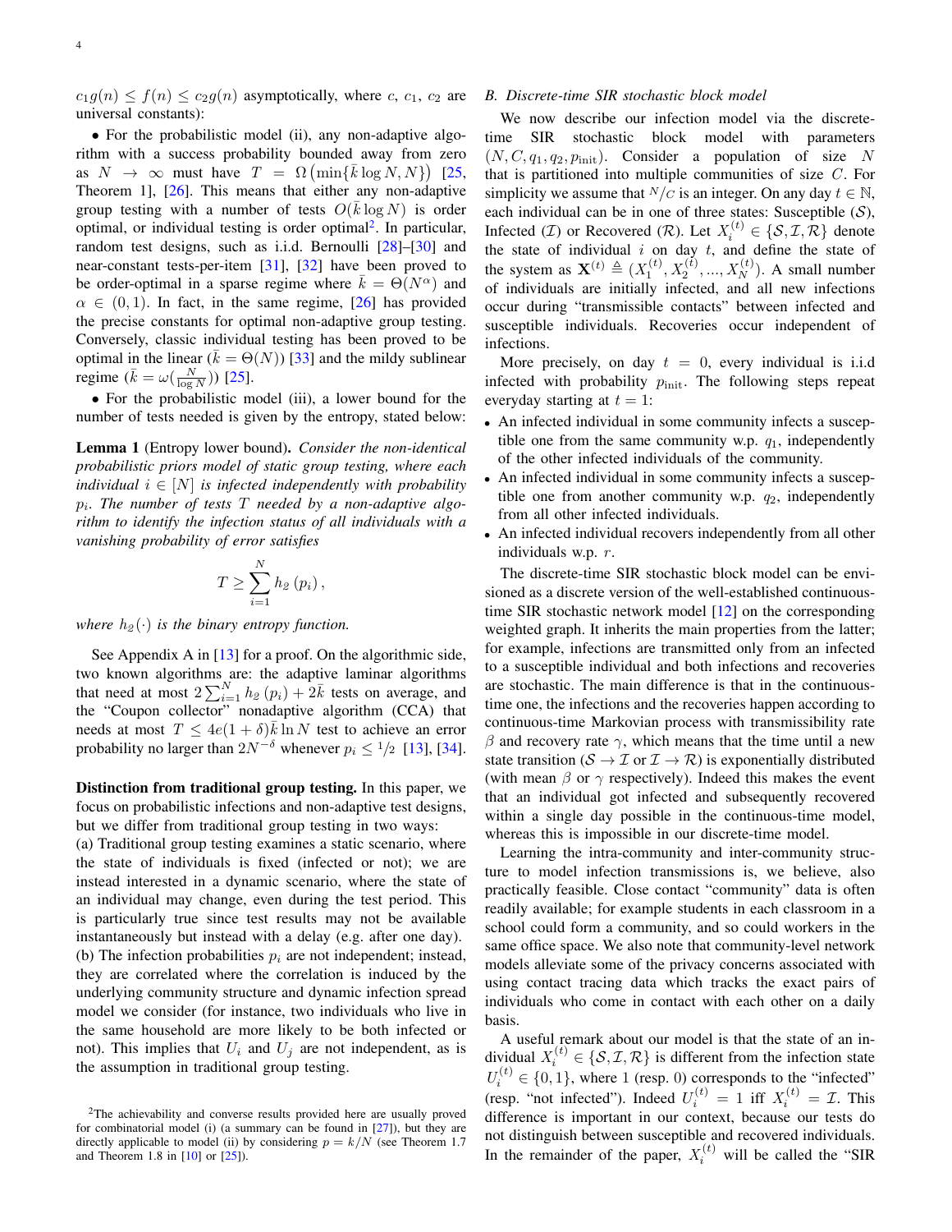$c_1 g(n) \leq f(n) \leq c_2 g(n)$ asymptotically, where $c$, $c_1$, $c_2$ are universal constants):

• For the probabilistic model (ii), any non-adaptive algorithm with a success probability bounded away from zero as $N \to \infty$ must have $T = \Omega\left(\min\{\bar{k} \log N, N\}\right)$ [25, Theorem 1], [26]. This means that either any non-adaptive group testing with a number of tests $O(\bar{k} \log N)$ is order optimal, or individual testing is order optimal[2]. In particular, random test designs, such as i.i.d. Bernoulli [28]–[30] and near-constant tests-per-item [31], [32] have been proved to be order-optimal in a sparse regime where $\bar{k} = \Theta(N^\alpha)$ and $\alpha \in (0, 1)$. In fact, in the same regime, [26] has provided the precise constants for optimal non-adaptive group testing. Conversely, classic individual testing has been proved to be optimal in the linear ($\bar{k} = \Theta(N)$) [33] and the mildy sublinear regime ($\bar{k} = \omega(\frac{N}{\log N})$) [25].

• For the probabilistic model (iii), a lower bound for the number of tests needed is given by the entropy, stated below:

**Lemma 1** (Entropy lower bound). *Consider the non-identical probabilistic priors model of static group testing, where each individual $i \in [N]$ is infected independently with probability $p_i$. The number of tests $T$ needed by a non-adaptive algorithm to identify the infection status of all individuals with a vanishing probability of error satisfies*

$$T \geq \sum_{i=1}^{N} h_2\left(p_i\right),$$

*where $h_2(\cdot)$ is the binary entropy function.*

See Appendix A in [13] for a proof. On the algorithmic side, two known algorithms are: the adaptive laminar algorithms that need at most $2\sum_{i=1}^{N} h_2\left(p_i\right) + 2\bar{k}$ tests on average, and the "Coupon collector" nonadaptive algorithm (CCA) that needs at most $T \leq 4e(1+\delta)\bar{k}\ln N$ test to achieve an error probability no larger than $2N^{-\delta}$ whenever $p_i \leq 1/2$ [13], [34].

**Distinction from traditional group testing.** In this paper, we focus on probabilistic infections and non-adaptive test designs, but we differ from traditional group testing in two ways:
(a) Traditional group testing examines a static scenario, where the state of individuals is fixed (infected or not); we are instead interested in a dynamic scenario, where the state of an individual may change, even during the test period. This is particularly true since test results may not be available instantaneously but instead with a delay (e.g. after one day).
(b) The infection probabilities $p_i$ are not independent; instead, they are correlated where the correlation is induced by the underlying community structure and dynamic infection spread model we consider (for instance, two individuals who live in the same household are more likely to be both infected or not). This implies that $U_i$ and $U_j$ are not independent, as is the assumption in traditional group testing.

[2]The achievability and converse results provided here are usually proved for combinatorial model (i) (a summary can be found in [27]), but they are directly applicable to model (ii) by considering $p = k/N$ (see Theorem 1.7 and Theorem 1.8 in [10] or [25]).

### B. Discrete-time SIR stochastic block model

We now describe our infection model via the discrete-time SIR stochastic block model with parameters $(N, C, q_1, q_2, p_{\text{init}})$. Consider a population of size $N$ that is partitioned into multiple communities of size $C$. For simplicity we assume that $N/C$ is an integer. On any day $t \in \mathbb{N}$, each individual can be in one of three states: Susceptible ($\mathcal{S}$), Infected ($\mathcal{I}$) or Recovered ($\mathcal{R}$). Let $X_i^{(t)} \in \{\mathcal{S}, \mathcal{I}, \mathcal{R}\}$ denote the state of individual $i$ on day $t$, and define the state of the system as $\mathbf{X}^{(t)} \triangleq (X_1^{(t)}, X_2^{(t)}, ..., X_N^{(t)})$. A small number of individuals are initially infected, and all new infections occur during "transmissible contacts" between infected and susceptible individuals. Recoveries occur independent of infections.

More precisely, on day $t = 0$, every individual is i.i.d infected with probability $p_{\text{init}}$. The following steps repeat everyday starting at $t = 1$:

- An infected individual in some community infects a susceptible one from the same community w.p. $q_1$, independently of the other infected individuals of the community.
- An infected individual in some community infects a susceptible one from another community w.p. $q_2$, independently from all other infected individuals.
- An infected individual recovers independently from all other individuals w.p. $r$.

The discrete-time SIR stochastic block model can be envisioned as a discrete version of the well-established continuous-time SIR stochastic network model [12] on the corresponding weighted graph. It inherits the main properties from the latter; for example, infections are transmitted only from an infected to a susceptible individual and both infections and recoveries are stochastic. The main difference is that in the continuous-time one, the infections and the recoveries happen according to continuous-time Markovian process with transmissibility rate $\beta$ and recovery rate $\gamma$, which means that the time until a new state transition ($\mathcal{S} \to \mathcal{I}$ or $\mathcal{I} \to \mathcal{R}$) is exponentially distributed (with mean $\beta$ or $\gamma$ respectively). Indeed this makes the event that an individual got infected and subsequently recovered within a single day possible in the continuous-time model, whereas this is impossible in our discrete-time model.

Learning the intra-community and inter-community structure to model infection transmissions is, we believe, also practically feasible. Close contact "community" data is often readily available; for example students in each classroom in a school could form a community, and so could workers in the same office space. We also note that community-level network models alleviate some of the privacy concerns associated with using contact tracing data which tracks the exact pairs of individuals who come in contact with each other on a daily basis.

A useful remark about our model is that the state of an individual $X_i^{(t)} \in \{\mathcal{S}, \mathcal{I}, \mathcal{R}\}$ is different from the infection state $U_i^{(t)} \in \{0, 1\}$, where 1 (resp. 0) corresponds to the "infected" (resp. "not infected"). Indeed $U_i^{(t)} = 1$ iff $X_i^{(t)} = \mathcal{I}$. This difference is important in our context, because our tests do not distinguish between susceptible and recovered individuals. In the remainder of the paper, $X_i^{(t)}$ will be called the "SIR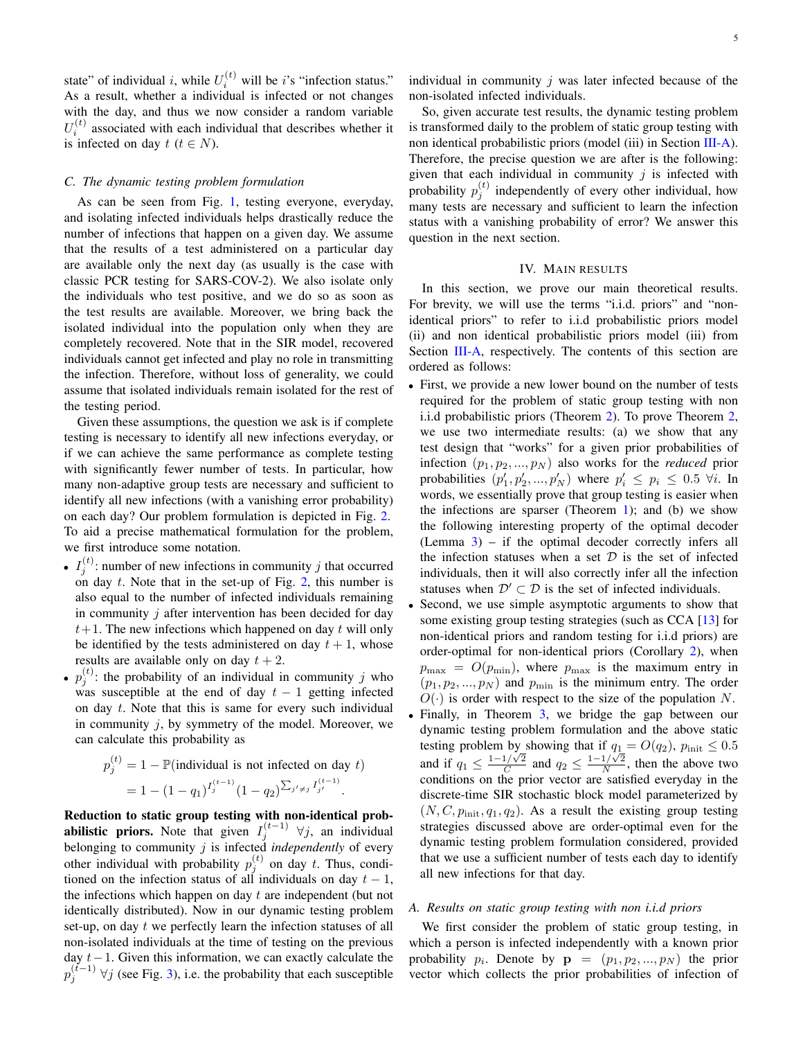state" of individual $i$, while $U_i^{(t)}$ will be $i$'s "infection status." As a result, whether a individual is infected or not changes with the day, and thus we now consider a random variable $U_i^{(t)}$ associated with each individual that describes whether it is infected on day $t$ ($t \in N$).

### C. The dynamic testing problem formulation

As can be seen from Fig. 1, testing everyone, everyday, and isolating infected individuals helps drastically reduce the number of infections that happen on a given day. We assume that the results of a test administered on a particular day are available only the next day (as usually is the case with classic PCR testing for SARS-COV-2). We also isolate only the individuals who test positive, and we do so as soon as the test results are available. Moreover, we bring back the isolated individual into the population only when they are completely recovered. Note that in the SIR model, recovered individuals cannot get infected and play no role in transmitting the infection. Therefore, without loss of generality, we could assume that isolated individuals remain isolated for the rest of the testing period.

Given these assumptions, the question we ask is if complete testing is necessary to identify all new infections everyday, or if we can achieve the same performance as complete testing with significantly fewer number of tests. In particular, how many non-adaptive group tests are necessary and sufficient to identify all new infections (with a vanishing error probability) on each day? Our problem formulation is depicted in Fig. 2. To aid a precise mathematical formulation for the problem, we first introduce some notation.

- $I_j^{(t)}$: number of new infections in community $j$ that occurred on day $t$. Note that in the set-up of Fig. 2, this number is also equal to the number of infected individuals remaining in community $j$ after intervention has been decided for day $t+1$. The new infections which happened on day $t$ will only be identified by the tests administered on day $t+1$, whose results are available only on day $t+2$.
- $p_j^{(t)}$: the probability of an individual in community $j$ who was susceptible at the end of day $t-1$ getting infected on day $t$. Note that this is same for every such individual in community $j$, by symmetry of the model. Moreover, we can calculate this probability as

$$p_j^{(t)} = 1 - \mathbb{P}(\text{individual is not infected on day } t)$$
$$= 1 - (1-q_1)^{I_j^{(t-1)}} (1-q_2)^{\sum_{j' \neq j} I_{j'}^{(t-1)}}.$$

**Reduction to static group testing with non-identical probabilistic priors.** Note that given $I_j^{(t-1)}$ $\forall j$, an individual belonging to community $j$ is infected *independently* of every other individual with probability $p_j^{(t)}$ on day $t$. Thus, conditioned on the infection status of all individuals on day $t-1$, the infections which happen on day $t$ are independent (but not identically distributed). Now in our dynamic testing problem set-up, on day $t$ we perfectly learn the infection statuses of all non-isolated individuals at the time of testing on the previous day $t-1$. Given this information, we can exactly calculate the $p_j^{(t-1)}$ $\forall j$ (see Fig. 3), i.e. the probability that each susceptible individual in community $j$ was later infected because of the non-isolated infected individuals.

So, given accurate test results, the dynamic testing problem is transformed daily to the problem of static group testing with non identical probabilistic priors (model (iii) in Section III-A). Therefore, the precise question we are after is the following: given that each individual in community $j$ is infected with probability $p_j^{(t)}$ independently of every other individual, how many tests are necessary and sufficient to learn the infection status with a vanishing probability of error? We answer this question in the next section.

## IV. Main results

In this section, we prove our main theoretical results. For brevity, we will use the terms "i.i.d. priors" and "non-identical priors" to refer to i.i.d probabilistic priors model (ii) and non identical probabilistic priors model (iii) from Section III-A, respectively. The contents of this section are ordered as follows:

- First, we provide a new lower bound on the number of tests required for the problem of static group testing with non i.i.d probabilistic priors (Theorem 2). To prove Theorem 2, we use two intermediate results: (a) we show that any test design that "works" for a given prior probabilities of infection $(p_1, p_2, ..., p_N)$ also works for the *reduced* prior probabilities $(p_1', p_2', ..., p_N')$ where $p_i' \leq p_i \leq 0.5$ $\forall i$. In words, we essentially prove that group testing is easier when the infections are sparser (Theorem 1); and (b) we show the following interesting property of the optimal decoder (Lemma 3) – if the optimal decoder correctly infers all the infection statuses when a set $\mathcal{D}$ is the set of infected individuals, then it will also correctly infer all the infection statuses when $\mathcal{D}' \subset \mathcal{D}$ is the set of infected individuals.
- Second, we use simple asymptotic arguments to show that some existing group testing strategies (such as CCA [13] for non-identical priors and random testing for i.i.d priors) are order-optimal for non-identical priors (Corollary 2), when $p_{\max} = O(p_{\min})$, where $p_{\max}$ is the maximum entry in $(p_1, p_2, ..., p_N)$ and $p_{\min}$ is the minimum entry. The order $O(\cdot)$ is order with respect to the size of the population $N$.
- Finally, in Theorem 3, we bridge the gap between our dynamic testing problem formulation and the above static testing problem by showing that if $q_1 = O(q_2)$, $p_{\text{init}} \leq 0.5$ and if $q_1 \leq \frac{1-1/\sqrt{2}}{C}$ and $q_2 \leq \frac{1-1/\sqrt{2}}{N}$, then the above two conditions on the prior vector are satisfied everyday in the discrete-time SIR stochastic block model parameterized by $(N, C, p_{\text{init}}, q_1, q_2)$. As a result the existing group testing strategies discussed above are order-optimal even for the dynamic testing problem formulation considered, provided that we use a sufficient number of tests each day to identify all new infections for that day.

### A. Results on static group testing with non i.i.d priors

We first consider the problem of static group testing, in which a person is infected independently with a known prior probability $p_i$. Denote by $\mathbf{p} = (p_1, p_2, ..., p_N)$ the prior vector which collects the prior probabilities of infection of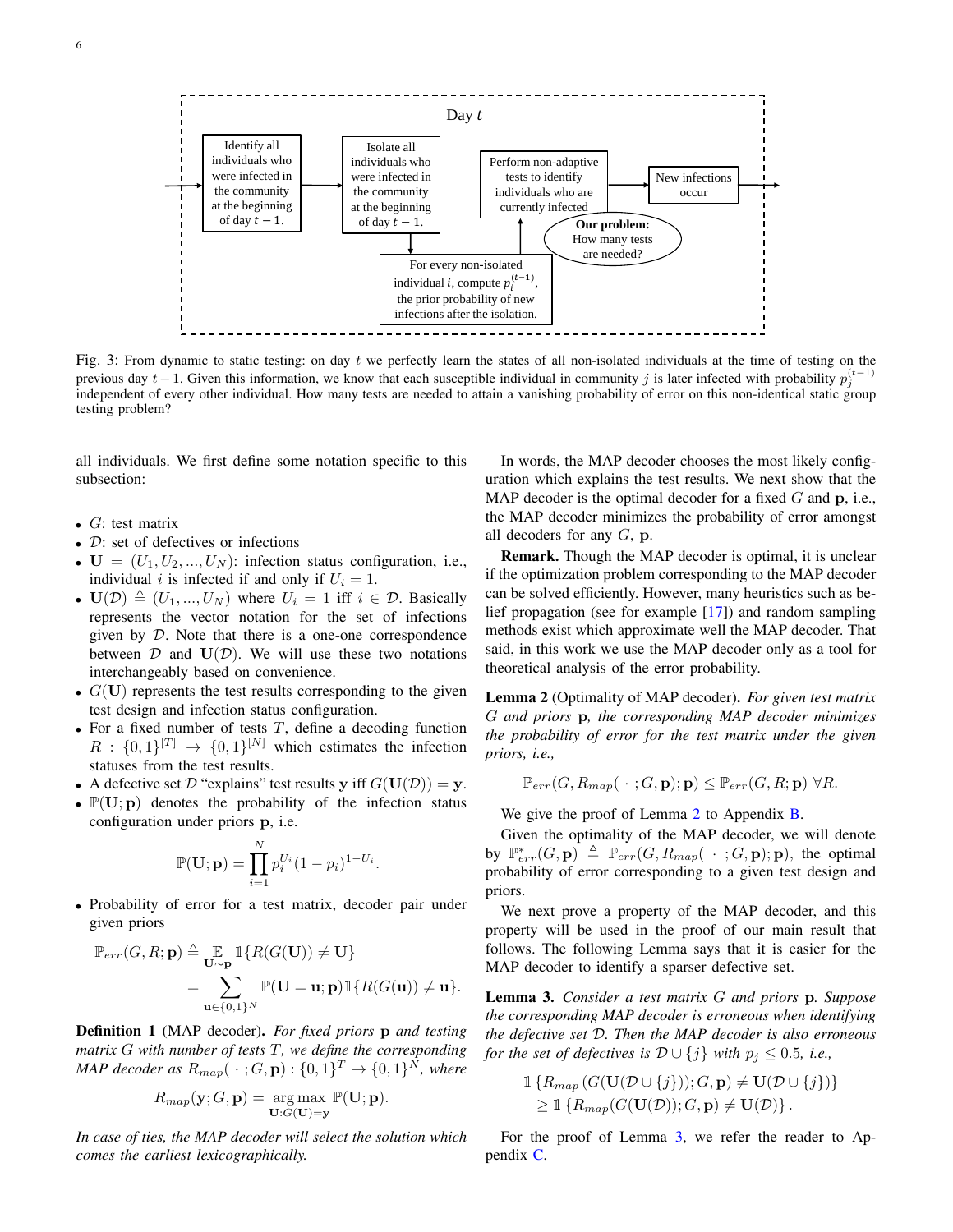Fig. 3: From dynamic to static testing: on day $t$ we perfectly learn the states of all non-isolated individuals at the time of testing on the previous day $t-1$. Given this information, we know that each susceptible individual in community $j$ is later infected with probability $p_j^{(t-1)}$ independent of every other individual. How many tests are needed to attain a vanishing probability of error on this non-identical static group testing problem?

all individuals. We first define some notation specific to this subsection:

- $G$: test matrix
- $\mathcal{D}$: set of defectives or infections
- $\mathbf{U} = (U_1, U_2, ..., U_N)$: infection status configuration, i.e., individual $i$ is infected if and only if $U_i = 1$.
- $\mathbf{U}(\mathcal{D}) \triangleq (U_1, ..., U_N)$ where $U_i = 1$ iff $i \in \mathcal{D}$. Basically represents the vector notation for the set of infections given by $\mathcal{D}$. Note that there is a one-one correspondence between $\mathcal{D}$ and $\mathbf{U}(\mathcal{D})$. We will use these two notations interchangeably based on convenience.
- $G(\mathbf{U})$ represents the test results corresponding to the given test design and infection status configuration.
- For a fixed number of tests $T$, define a decoding function $R : \{0,1\}^{[T]} \to \{0,1\}^{[N]}$ which estimates the infection statuses from the test results.
- A defective set $\mathcal{D}$ "explains" test results $\mathbf{y}$ iff $G(\mathbf{U}(\mathcal{D})) = \mathbf{y}$.
- $\mathbb{P}(\mathbf{U}; \mathbf{p})$ denotes the probability of the infection status configuration under priors $\mathbf{p}$, i.e.
$$\mathbb{P}(\mathbf{U}; \mathbf{p}) = \prod_{i=1}^{N} p_i^{U_i}(1-p_i)^{1-U_i}.$$
- Probability of error for a test matrix, decoder pair under given priors
$$\begin{aligned}\mathbb{P}_{err}(G, R; \mathbf{p}) &\triangleq \mathop{\mathbb{E}}_{\mathbf{U}\sim\mathbf{p}} \mathbb{1}\{R(G(\mathbf{U})) \neq \mathbf{U}\} \\ &= \sum_{\mathbf{u}\in\{0,1\}^N} \mathbb{P}(\mathbf{U} = \mathbf{u}; \mathbf{p}) \mathbb{1}\{R(G(\mathbf{u})) \neq \mathbf{u}\}.\end{aligned}$$

**Definition 1** (MAP decoder). *For fixed priors $\mathbf{p}$ and testing matrix $G$ with number of tests $T$, we define the corresponding MAP decoder as $R_{map}(\,\cdot\,; G, \mathbf{p}) : \{0,1\}^T \to \{0,1\}^N$, where*
$$R_{map}(\mathbf{y}; G, \mathbf{p}) = \mathop{\arg\max}_{\mathbf{U}: G(\mathbf{U}) = \mathbf{y}} \mathbb{P}(\mathbf{U}; \mathbf{p}).$$
*In case of ties, the MAP decoder will select the solution which comes the earliest lexicographically.*

In words, the MAP decoder chooses the most likely configuration which explains the test results. We next show that the MAP decoder is the optimal decoder for a fixed $G$ and $\mathbf{p}$, i.e., the MAP decoder minimizes the probability of error amongst all decoders for any $G$, $\mathbf{p}$.

**Remark.** Though the MAP decoder is optimal, it is unclear if the optimization problem corresponding to the MAP decoder can be solved efficiently. However, many heuristics such as belief propagation (see for example [17]) and random sampling methods exist which approximate well the MAP decoder. That said, in this work we use the MAP decoder only as a tool for theoretical analysis of the error probability.

**Lemma 2** (Optimality of MAP decoder). *For given test matrix $G$ and priors $\mathbf{p}$, the corresponding MAP decoder minimizes the probability of error for the test matrix under the given priors, i.e.,*
$$\mathbb{P}_{err}(G, R_{map}(\,\cdot\,; G, \mathbf{p}); \mathbf{p}) \leq \mathbb{P}_{err}(G, R; \mathbf{p}) \ \forall R.$$

We give the proof of Lemma 2 to Appendix B.

Given the optimality of the MAP decoder, we will denote by $\mathbb{P}^*_{err}(G, \mathbf{p}) \triangleq \mathbb{P}_{err}(G, R_{map}(\,\cdot\,; G, \mathbf{p}); \mathbf{p})$, the optimal probability of error corresponding to a given test design and priors.

We next prove a property of the MAP decoder, and this property will be used in the proof of our main result that follows. The following Lemma says that it is easier for the MAP decoder to identify a sparser defective set.

**Lemma 3.** *Consider a test matrix $G$ and priors $\mathbf{p}$. Suppose the corresponding MAP decoder is erroneous when identifying the defective set $\mathcal{D}$. Then the MAP decoder is also erroneous for the set of defectives is $\mathcal{D} \cup \{j\}$ with $p_j \leq 0.5$, i.e.,*
$$\begin{aligned}&\mathbb{1}\left\{R_{map}\left(G(\mathbf{U}(\mathcal{D}\cup\{j\})); G, \mathbf{p}\right) \neq \mathbf{U}(\mathcal{D}\cup\{j\})\right\} \\ &\geq \mathbb{1}\left\{R_{map}(G(\mathbf{U}(\mathcal{D})); G, \mathbf{p}) \neq \mathbf{U}(\mathcal{D})\right\}.\end{aligned}$$

For the proof of Lemma 3, we refer the reader to Appendix C.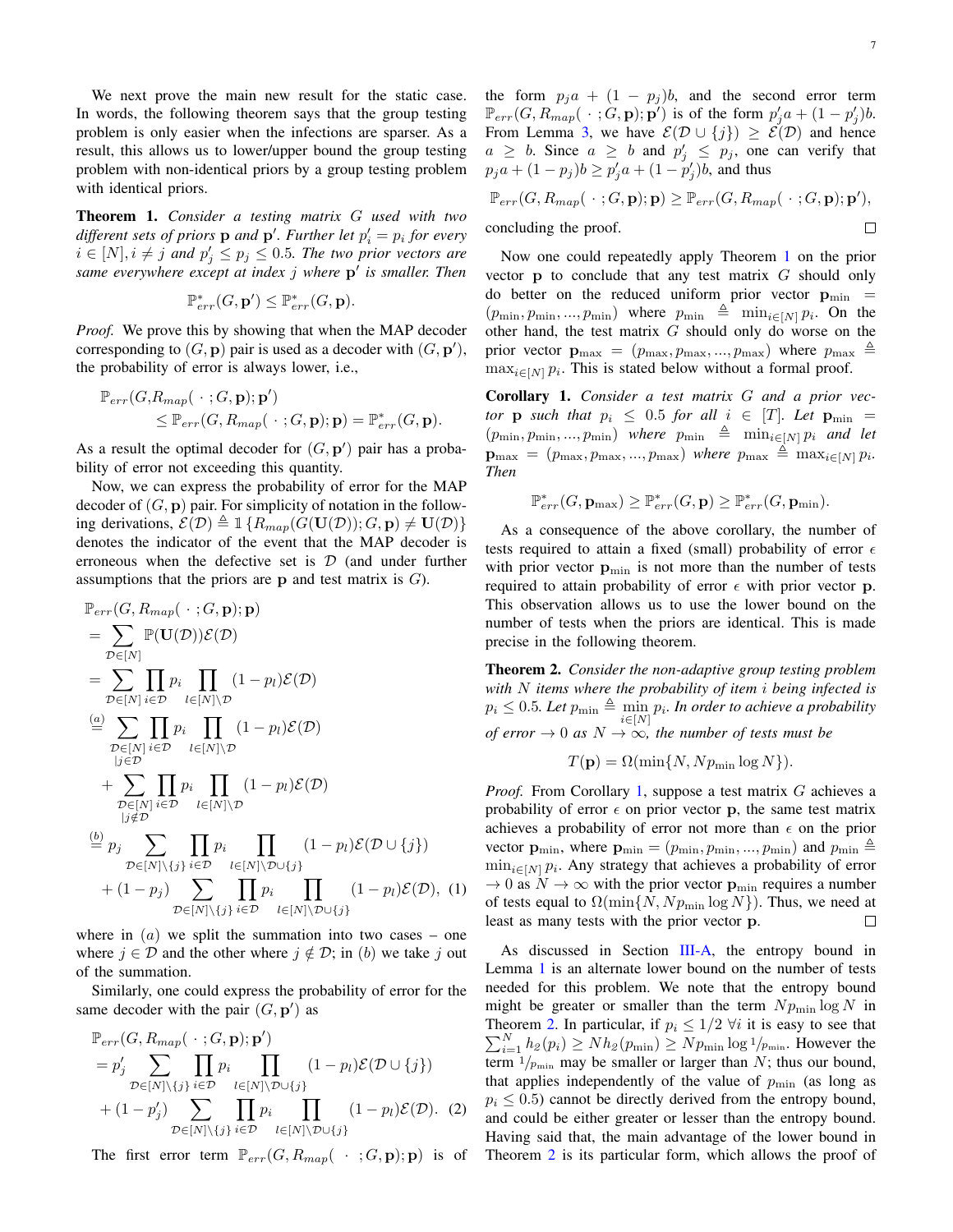We next prove the main new result for the static case. In words, the following theorem says that the group testing problem is only easier when the infections are sparser. As a result, this allows us to lower/upper bound the group testing problem with non-identical priors by a group testing problem with identical priors.

**Theorem 1.** *Consider a testing matrix $G$ used with two different sets of priors $\mathbf{p}$ and $\mathbf{p}'$. Further let $p_i' = p_i$ for every $i \in [N], i \neq j$ and $p_j' \leq p_j \leq 0.5$. The two prior vectors are same everywhere except at index $j$ where $\mathbf{p}'$ is smaller. Then*

$$\mathbb{P}_{err}^*(G, \mathbf{p}') \leq \mathbb{P}_{err}^*(G, \mathbf{p}).$$

*Proof.* We prove this by showing that when the MAP decoder corresponding to $(G, \mathbf{p})$ pair is used as a decoder with $(G, \mathbf{p}')$, the probability of error is always lower, i.e.,

$$\begin{aligned}\mathbb{P}_{err}(G, & R_{map}(\,\cdot\,; G, \mathbf{p}); \mathbf{p}') \\ & \leq \mathbb{P}_{err}(G, R_{map}(\,\cdot\,; G, \mathbf{p}); \mathbf{p}) = \mathbb{P}_{err}^*(G, \mathbf{p}).\end{aligned}$$

As a result the optimal decoder for $(G, \mathbf{p}')$ pair has a probability of error not exceeding this quantity.

Now, we can express the probability of error for the MAP decoder of $(G, \mathbf{p})$ pair. For simplicity of notation in the following derivations, $\mathcal{E}(\mathcal{D}) \triangleq \mathbb{1}\{R_{map}(G(\mathbf{U}(\mathcal{D})); G, \mathbf{p}) \neq \mathbf{U}(\mathcal{D})\}$ denotes the indicator of the event that the MAP decoder is erroneous when the defective set is $\mathcal{D}$ (and under further assumptions that the priors are $\mathbf{p}$ and test matrix is $G$).

$$\begin{aligned}
&\mathbb{P}_{err}(G, R_{map}(\,\cdot\,; G, \mathbf{p}); \mathbf{p}) \\
&= \sum_{\mathcal{D} \in [N]} \mathbb{P}(\mathbf{U}(\mathcal{D}))\mathcal{E}(\mathcal{D}) \\
&= \sum_{\mathcal{D} \in [N]} \prod_{i \in \mathcal{D}} p_i \prod_{l \in [N]\setminus\mathcal{D}} (1 - p_l)\mathcal{E}(\mathcal{D}) \\
&\overset{(a)}{=} \sum_{\substack{\mathcal{D} \in [N] \\ |j \in \mathcal{D}}} \prod_{i \in \mathcal{D}} p_i \prod_{l \in [N]\setminus\mathcal{D}} (1 - p_l)\mathcal{E}(\mathcal{D}) \\
&\quad + \sum_{\substack{\mathcal{D} \in [N] \\ |j \notin \mathcal{D}}} \prod_{i \in \mathcal{D}} p_i \prod_{l \in [N]\setminus\mathcal{D}} (1 - p_l)\mathcal{E}(\mathcal{D}) \\
&\overset{(b)}{=} p_j \sum_{\mathcal{D} \in [N]\setminus\{j\}} \prod_{i \in \mathcal{D}} p_i \prod_{l \in [N]\setminus\mathcal{D}\cup\{j\}} (1 - p_l)\mathcal{E}(\mathcal{D} \cup \{j\}) \\
&\quad + (1 - p_j) \sum_{\mathcal{D} \in [N]\setminus\{j\}} \prod_{i \in \mathcal{D}} p_i \prod_{l \in [N]\setminus\mathcal{D}\cup\{j\}} (1 - p_l)\mathcal{E}(\mathcal{D}), \quad (1)
\end{aligned}$$

where in $(a)$ we split the summation into two cases – one where $j \in \mathcal{D}$ and the other where $j \notin \mathcal{D}$; in $(b)$ we take $j$ out of the summation.

Similarly, one could express the probability of error for the same decoder with the pair $(G, \mathbf{p}')$ as

$$\begin{aligned}
&\mathbb{P}_{err}(G, R_{map}(\,\cdot\,; G, \mathbf{p}); \mathbf{p}') \\
&= p_j' \sum_{\mathcal{D} \in [N]\setminus\{j\}} \prod_{i \in \mathcal{D}} p_i \prod_{l \in [N]\setminus\mathcal{D}\cup\{j\}} (1 - p_l)\mathcal{E}(\mathcal{D} \cup \{j\}) \\
&\quad + (1 - p_j') \sum_{\mathcal{D} \in [N]\setminus\{j\}} \prod_{i \in \mathcal{D}} p_i \prod_{l \in [N]\setminus\mathcal{D}\cup\{j\}} (1 - p_l)\mathcal{E}(\mathcal{D}). \quad (2)
\end{aligned}$$

The first error term $\mathbb{P}_{err}(G, R_{map}(\,\cdot\,; G, \mathbf{p}); \mathbf{p})$ is of the form $p_j a + (1 - p_j)b$, and the second error term $\mathbb{P}_{err}(G, R_{map}(\,\cdot\,; G, \mathbf{p}); \mathbf{p}')$ is of the form $p_j' a + (1 - p_j')b$. From Lemma 3, we have $\mathcal{E}(\mathcal{D} \cup \{j\}) \geq \mathcal{E}(\mathcal{D})$ and hence $a \geq b$. Since $a \geq b$ and $p_j' \leq p_j$, one can verify that $p_j a + (1 - p_j)b \geq p_j' a + (1 - p_j')b$, and thus

$$\mathbb{P}_{err}(G, R_{map}(\,\cdot\,; G, \mathbf{p}); \mathbf{p}) \geq \mathbb{P}_{err}(G, R_{map}(\,\cdot\,; G, \mathbf{p}); \mathbf{p}'),$$

concluding the proof. ∎

Now one could repeatedly apply Theorem 1 on the prior vector $\mathbf{p}$ to conclude that any test matrix $G$ should only do better on the reduced uniform prior vector $\mathbf{p}_{\min} = (p_{\min}, p_{\min}, ..., p_{\min})$ where $p_{\min} \triangleq \min_{i \in [N]} p_i$. On the other hand, the test matrix $G$ should only do worse on the prior vector $\mathbf{p}_{\max} = (p_{\max}, p_{\max}, ..., p_{\max})$ where $p_{\max} \triangleq \max_{i \in [N]} p_i$. This is stated below without a formal proof.

**Corollary 1.** *Consider a test matrix $G$ and a prior vector $\mathbf{p}$ such that $p_i \leq 0.5$ for all $i \in [T]$. Let $\mathbf{p}_{\min} = (p_{\min}, p_{\min}, ..., p_{\min})$ where $p_{\min} \triangleq \min_{i \in [N]} p_i$ and let $\mathbf{p}_{\max} = (p_{\max}, p_{\max}, ..., p_{\max})$ where $p_{\max} \triangleq \max_{i \in [N]} p_i$. Then*

$$\mathbb{P}_{err}^*(G, \mathbf{p}_{\max}) \geq \mathbb{P}_{err}^*(G, \mathbf{p}) \geq \mathbb{P}_{err}^*(G, \mathbf{p}_{\min}).$$

As a consequence of the above corollary, the number of tests required to attain a fixed (small) probability of error $\epsilon$ with prior vector $\mathbf{p}_{\min}$ is not more than the number of tests required to attain probability of error $\epsilon$ with prior vector $\mathbf{p}$. This observation allows us to use the lower bound on the number of tests when the priors are identical. This is made precise in the following theorem.

**Theorem 2.** *Consider the non-adaptive group testing problem with $N$ items where the probability of item $i$ being infected is $p_i \leq 0.5$. Let $p_{\min} \triangleq \min_{i \in [N]} p_i$. In order to achieve a probability of error $\to 0$ as $N \to \infty$, the number of tests must be*

$$T(\mathbf{p}) = \Omega(\min\{N, N p_{\min} \log N\}).$$

*Proof.* From Corollary 1, suppose a test matrix $G$ achieves a probability of error $\epsilon$ on prior vector $\mathbf{p}$, the same test matrix achieves a probability of error not more than $\epsilon$ on the prior vector $\mathbf{p}_{\min}$, where $\mathbf{p}_{\min} = (p_{\min}, p_{\min}, ..., p_{\min})$ and $p_{\min} \triangleq \min_{i \in [N]} p_i$. Any strategy that achieves a probability of error $\to 0$ as $N \to \infty$ with the prior vector $\mathbf{p}_{\min}$ requires a number of tests equal to $\Omega(\min\{N, N p_{\min} \log N\})$. Thus, we need at least as many tests with the prior vector $\mathbf{p}$. ∎

As discussed in Section III-A, the entropy bound in Lemma 1 is an alternate lower bound on the number of tests needed for this problem. We note that the entropy bound might be greater or smaller than the term $N p_{\min} \log N$ in Theorem 2. In particular, if $p_i \leq 1/2 \; \forall i$ it is easy to see that $\sum_{i=1}^{N} h_2(p_i) \geq N h_2(p_{\min}) \geq N p_{\min} \log 1/p_{\min}$. However the term $1/p_{\min}$ may be smaller or larger than $N$; thus our bound, that applies independently of the value of $p_{\min}$ (as long as $p_i \leq 0.5$) cannot be directly derived from the entropy bound, and could be either greater or lesser than the entropy bound. Having said that, the main advantage of the lower bound in Theorem 2 is its particular form, which allows the proof of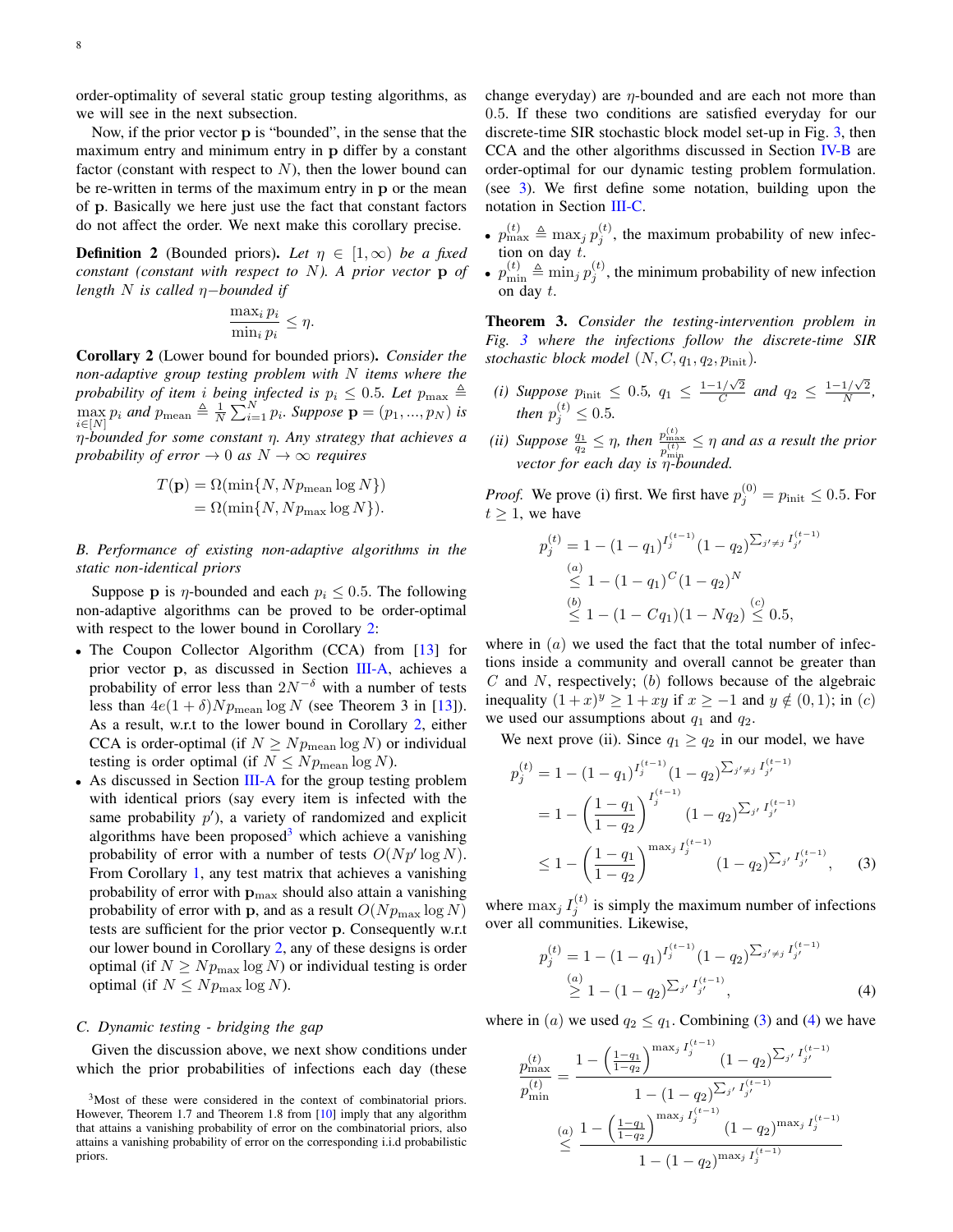order-optimality of several static group testing algorithms, as we will see in the next subsection.

Now, if the prior vector $\mathbf{p}$ is "bounded", in the sense that the maximum entry and minimum entry in $\mathbf{p}$ differ by a constant factor (constant with respect to $N$), then the lower bound can be re-written in terms of the maximum entry in $\mathbf{p}$ or the mean of $\mathbf{p}$. Basically we here just use the fact that constant factors do not affect the order. We next make this corollary precise.

**Definition 2** (Bounded priors)**.** *Let $\eta \in [1, \infty)$ be a fixed constant (constant with respect to $N$). A prior vector $\mathbf{p}$ of length $N$ is called $\eta-$bounded if*

$$\frac{\max_i p_i}{\min_i p_i} \leq \eta.$$

**Corollary 2** (Lower bound for bounded priors)**.** *Consider the non-adaptive group testing problem with $N$ items where the probability of item $i$ being infected is $p_i \leq 0.5$. Let $p_{\max} \triangleq \max_{i \in [N]} p_i$ and $p_{\text{mean}} \triangleq \frac{1}{N}\sum_{i=1}^{N} p_i$. Suppose $\mathbf{p} = (p_1, ..., p_N)$ is $\eta$-bounded for some constant $\eta$. Any strategy that achieves a probability of error $\to 0$ as $N \to \infty$ requires*

$$\begin{aligned} T(\mathbf{p}) &= \Omega(\min\{N, Np_{\text{mean}} \log N\}) \\ &= \Omega(\min\{N, Np_{\max} \log N\}). \end{aligned}$$

### *B. Performance of existing non-adaptive algorithms in the static non-identical priors*

Suppose $\mathbf{p}$ is $\eta$-bounded and each $p_i \leq 0.5$. The following non-adaptive algorithms can be proved to be order-optimal with respect to the lower bound in Corollary 2:

- The Coupon Collector Algorithm (CCA) from [13] for prior vector $\mathbf{p}$, as discussed in Section III-A, achieves a probability of error less than $2N^{-\delta}$ with a number of tests less than $4e(1+\delta)Np_{\text{mean}} \log N$ (see Theorem 3 in [13]). As a result, w.r.t to the lower bound in Corollary 2, either CCA is order-optimal (if $N \geq Np_{\text{mean}} \log N$) or individual testing is order optimal (if $N \leq Np_{\text{mean}} \log N$).
- As discussed in Section III-A for the group testing problem with identical priors (say every item is infected with the same probability $p'$), a variety of randomized and explicit algorithms have been proposed[3] which achieve a vanishing probability of error with a number of tests $O(Np' \log N)$. From Corollary 1, any test matrix that achieves a vanishing probability of error with $\mathbf{p}_{\max}$ should also attain a vanishing probability of error with $\mathbf{p}$, and as a result $O(Np_{\max} \log N)$ tests are sufficient for the prior vector $\mathbf{p}$. Consequently w.r.t our lower bound in Corollary 2, any of these designs is order optimal (if $N \geq Np_{\max} \log N$) or individual testing is order optimal (if $N \leq Np_{\max} \log N$).

### *C. Dynamic testing - bridging the gap*

Given the discussion above, we next show conditions under which the prior probabilities of infections each day (these change everyday) are $\eta$-bounded and are each not more than $0.5$. If these two conditions are satisfied everyday for our discrete-time SIR stochastic block model set-up in Fig. 3, then CCA and the other algorithms discussed in Section IV-B are order-optimal for our dynamic testing problem formulation. (see 3). We first define some notation, building upon the notation in Section III-C.

- $p_{\max}^{(t)} \triangleq \max_j p_j^{(t)}$, the maximum probability of new infection on day $t$.
- $p_{\min}^{(t)} \triangleq \min_j p_j^{(t)}$, the minimum probability of new infection on day $t$.

**Theorem 3.** *Consider the testing-intervention problem in Fig. 3 where the infections follow the discrete-time SIR stochastic block model $(N, C, q_1, q_2, p_{\text{init}})$.*

*(i) Suppose $p_{\text{init}} \leq 0.5$, $q_1 \leq \frac{1-1/\sqrt{2}}{C}$ and $q_2 \leq \frac{1-1/\sqrt{2}}{N}$, then $p_j^{(t)} \leq 0.5$.*

*(ii) Suppose $\frac{q_1}{q_2} \leq \eta$, then $\frac{p_{\max}^{(t)}}{p_{\min}^{(t)}} \leq \eta$ and as a result the prior vector for each day is $\eta$-bounded.*

*Proof.* We prove (i) first. We first have $p_j^{(0)} = p_{\text{init}} \leq 0.5$. For $t \geq 1$, we have

$$\begin{aligned} p_j^{(t)} &= 1 - (1-q_1)^{I_j^{(t-1)}}(1-q_2)^{\sum_{j' \neq j} I_{j'}^{(t-1)}} \\ &\overset{(a)}{\leq} 1 - (1-q_1)^C (1-q_2)^N \\ &\overset{(b)}{\leq} 1 - (1 - Cq_1)(1 - Nq_2) \overset{(c)}{\leq} 0.5, \end{aligned}$$

where in $(a)$ we used the fact that the total number of infections inside a community and overall cannot be greater than $C$ and $N$, respectively; $(b)$ follows because of the algebraic inequality $(1+x)^y \geq 1 + xy$ if $x \geq -1$ and $y \notin (0,1)$; in $(c)$ we used our assumptions about $q_1$ and $q_2$.

We next prove (ii). Since $q_1 \geq q_2$ in our model, we have

$$\begin{aligned} p_j^{(t)} &= 1 - (1-q_1)^{I_j^{(t-1)}}(1-q_2)^{\sum_{j' \neq j} I_{j'}^{(t-1)}} \\ &= 1 - \left(\frac{1-q_1}{1-q_2}\right)^{I_j^{(t-1)}} (1-q_2)^{\sum_{j'} I_{j'}^{(t-1)}} \\ &\leq 1 - \left(\frac{1-q_1}{1-q_2}\right)^{\max_j I_j^{(t-1)}} (1-q_2)^{\sum_{j'} I_{j'}^{(t-1)}}, \end{aligned} \tag{3}$$

where $\max_j I_j^{(t)}$ is simply the maximum number of infections over all communities. Likewise,

$$\begin{aligned} p_j^{(t)} &= 1 - (1-q_1)^{I_j^{(t-1)}}(1-q_2)^{\sum_{j' \neq j} I_{j'}^{(t-1)}} \\ &\overset{(a)}{\geq} 1 - (1-q_2)^{\sum_{j'} I_{j'}^{(t-1)}}, \end{aligned} \tag{4}$$

where in $(a)$ we used $q_2 \leq q_1$. Combining (3) and (4) we have

$$\begin{aligned} \frac{p_{\max}^{(t)}}{p_{\min}^{(t)}} &= \frac{1 - \left(\frac{1-q_1}{1-q_2}\right)^{\max_j I_j^{(t-1)}} (1-q_2)^{\sum_{j'} I_{j'}^{(t-1)}}}{1 - (1-q_2)^{\sum_{j'} I_{j'}^{(t-1)}}} \\ &\overset{(a)}{\leq} \frac{1 - \left(\frac{1-q_1}{1-q_2}\right)^{\max_j I_j^{(t-1)}} (1-q_2)^{\max_j I_j^{(t-1)}}}{1 - (1-q_2)^{\max_j I_j^{(t-1)}}} \end{aligned}$$

[3] Most of these were considered in the context of combinatorial priors. However, Theorem 1.7 and Theorem 1.8 from [10] imply that any algorithm that attains a vanishing probability of error on the combinatorial priors, also attains a vanishing probability of error on the corresponding i.i.d probabilistic priors.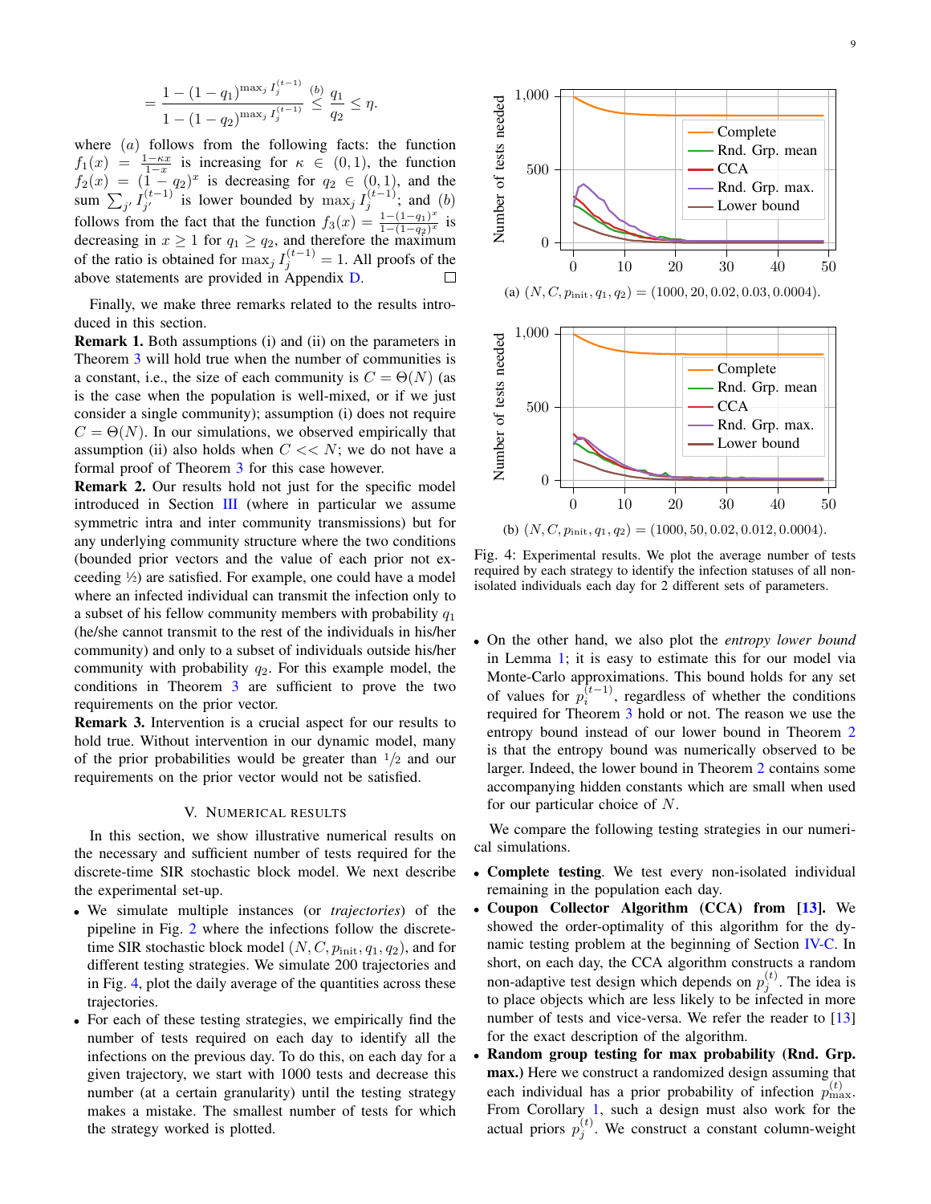$$= \frac{1-(1-q_1)^{\max_j I_j^{(t-1)}}}{1-(1-q_2)^{\max_j I_j^{(t-1)}}} \overset{(b)}{\leq} \frac{q_1}{q_2} \leq \eta.$$

where $(a)$ follows from the following facts: the function $f_1(x) = \frac{1-\kappa x}{1-x}$ is increasing for $\kappa \in (0,1)$, the function $f_2(x) = (1-q_2)^x$ is decreasing for $q_2 \in (0,1)$, and the sum $\sum_{j'} I_{j'}^{(t-1)}$ is lower bounded by $\max_j I_j^{(t-1)}$; and $(b)$ follows from the fact that the function $f_3(x) = \frac{1-(1-q_1)^x}{1-(1-q_2)^x}$ is decreasing in $x \geq 1$ for $q_1 \geq q_2$, and therefore the maximum of the ratio is obtained for $\max_j I_j^{(t-1)} = 1$. All proofs of the above statements are provided in Appendix D. □

Finally, we make three remarks related to the results introduced in this section.

**Remark 1.** Both assumptions (i) and (ii) on the parameters in Theorem 3 will hold true when the number of communities is a constant, i.e., the size of each community is $C = \Theta(N)$ (as is the case when the population is well-mixed, or if we just consider a single community); assumption (i) does not require $C = \Theta(N)$. In our simulations, we observed empirically that assumption (ii) also holds when $C << N$; we do not have a formal proof of Theorem 3 for this case however.

**Remark 2.** Our results hold not just for the specific model introduced in Section III (where in particular we assume symmetric intra and inter community transmissions) but for any underlying community structure where the two conditions (bounded prior vectors and the value of each prior not exceeding ½) are satisfied. For example, one could have a model where an infected individual can transmit the infection only to a subset of his fellow community members with probability $q_1$ (he/she cannot transmit to the rest of the individuals in his/her community) and only to a subset of individuals outside his/her community with probability $q_2$. For this example model, the conditions in Theorem 3 are sufficient to prove the two requirements on the prior vector.

**Remark 3.** Intervention is a crucial aspect for our results to hold true. Without intervention in our dynamic model, many of the prior probabilities would be greater than $1/2$ and our requirements on the prior vector would not be satisfied.

## V. Numerical Results

In this section, we show illustrative numerical results on the necessary and sufficient number of tests required for the discrete-time SIR stochastic block model. We next describe the experimental set-up.

- We simulate multiple instances (or *trajectories*) of the pipeline in Fig. 2 where the infections follow the discrete-time SIR stochastic block model $(N, C, p_{\text{init}}, q_1, q_2)$, and for different testing strategies. We simulate 200 trajectories and in Fig. 4, plot the daily average of the quantities across these trajectories.
- For each of these testing strategies, we empirically find the number of tests required on each day to identify all the infections on the previous day. To do this, on each day for a given trajectory, we start with 1000 tests and decrease this number (at a certain granularity) until the testing strategy makes a mistake. The smallest number of tests for which the strategy worked is plotted.

(a) $(N, C, p_{\text{init}}, q_1, q_2) = (1000, 20, 0.02, 0.03, 0.0004)$.

(b) $(N, C, p_{\text{init}}, q_1, q_2) = (1000, 50, 0.02, 0.012, 0.0004)$.

Fig. 4: Experimental results. We plot the average number of tests required by each strategy to identify the infection statuses of all non-isolated individuals each day for 2 different sets of parameters.

- On the other hand, we also plot the *entropy lower bound* in Lemma 1; it is easy to estimate this for our model via Monte-Carlo approximations. This bound holds for any set of values for $p_i^{(t-1)}$, regardless of whether the conditions required for Theorem 3 hold or not. The reason we use the entropy bound instead of our lower bound in Theorem 2 is that the entropy bound was numerically observed to be larger. Indeed, the lower bound in Theorem 2 contains some accompanying hidden constants which are small when used for our particular choice of $N$.

We compare the following testing strategies in our numerical simulations.

- **Complete testing**. We test every non-isolated individual remaining in the population each day.
- **Coupon Collector Algorithm (CCA) from [13].** We showed the order-optimality of this algorithm for the dynamic testing problem at the beginning of Section IV-C. In short, on each day, the CCA algorithm constructs a random non-adaptive test design which depends on $p_j^{(t)}$. The idea is to place objects which are less likely to be infected in more number of tests and vice-versa. We refer the reader to [13] for the exact description of the algorithm.
- **Random group testing for max probability (Rnd. Grp. max.)** Here we construct a randomized design assuming that each individual has a prior probability of infection $p_{\max}^{(t)}$. From Corollary 1, such a design must also work for the actual priors $p_j^{(t)}$. We construct a constant column-weight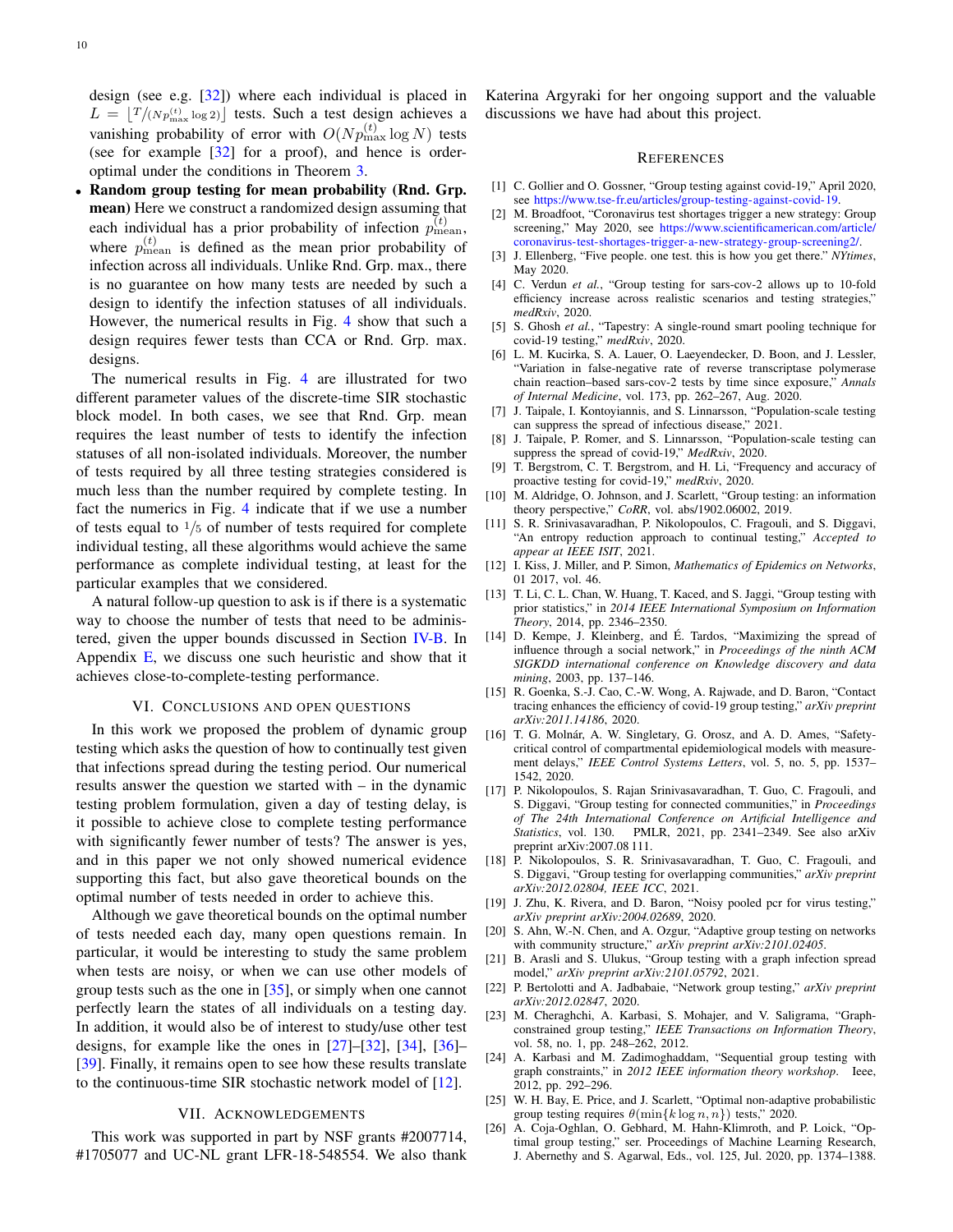design (see e.g. [32]) where each individual is placed in $L = \lfloor T/(Np_{\max}^{(t)} \log 2) \rfloor$ tests. Such a test design achieves a vanishing probability of error with $O(Np_{\max}^{(t)} \log N)$ tests (see for example [32] for a proof), and hence is order-optimal under the conditions in Theorem 3.

- **Random group testing for mean probability (Rnd. Grp. mean)** Here we construct a randomized design assuming that each individual has a prior probability of infection $p_{\text{mean}}^{(t)}$, where $p_{\text{mean}}^{(t)}$ is defined as the mean prior probability of infection across all individuals. Unlike Rnd. Grp. max., there is no guarantee on how many tests are needed by such a design to identify the infection statuses of all individuals. However, the numerical results in Fig. 4 show that such a design requires fewer tests than CCA or Rnd. Grp. max. designs.

The numerical results in Fig. 4 are illustrated for two different parameter values of the discrete-time SIR stochastic block model. In both cases, we see that Rnd. Grp. mean requires the least number of tests to identify the infection statuses of all non-isolated individuals. Moreover, the number of tests required by all three testing strategies considered is much less than the number required by complete testing. In fact the numerics in Fig. 4 indicate that if we use a number of tests equal to $1/5$ of number of tests required for complete individual testing, all these algorithms would achieve the same performance as complete individual testing, at least for the particular examples that we considered.

A natural follow-up question to ask is if there is a systematic way to choose the number of tests that need to be administered, given the upper bounds discussed in Section IV-B. In Appendix E, we discuss one such heuristic and show that it achieves close-to-complete-testing performance.

## VI. Conclusions and Open Questions

In this work we proposed the problem of dynamic group testing which asks the question of how to continually test given that infections spread during the testing period. Our numerical results answer the question we started with – in the dynamic testing problem formulation, given a day of testing delay, is it possible to achieve close to complete testing performance with significantly fewer number of tests? The answer is yes, and in this paper we not only showed numerical evidence supporting this fact, but also gave theoretical bounds on the optimal number of tests needed in order to achieve this.

Although we gave theoretical bounds on the optimal number of tests needed each day, many open questions remain. In particular, it would be interesting to study the same problem when tests are noisy, or when we can use other models of group tests such as the one in [35], or simply when one cannot perfectly learn the states of all individuals on a testing day. In addition, it would also be of interest to study/use other test designs, for example like the ones in [27]–[32], [34], [36]–[39]. Finally, it remains open to see how these results translate to the continuous-time SIR stochastic network model of [12].

## VII. Acknowledgements

This work was supported in part by NSF grants #2007714, #1705077 and UC-NL grant LFR-18-548554. We also thank Katerina Argyraki for her ongoing support and the valuable discussions we have had about this project.

## References

[1] C. Gollier and O. Gossner, "Group testing against covid-19," April 2020, see https://www.tse-fr.eu/articles/group-testing-against-covid-19.

[2] M. Broadfoot, "Coronavirus test shortages trigger a new strategy: Group screening," May 2020, see https://www.scientificamerican.com/article/coronavirus-test-shortages-trigger-a-new-strategy-group-screening2/.

[3] J. Ellenberg, "Five people. one test. this is how you get there." *NYtimes*, May 2020.

[4] C. Verdun *et al.*, "Group testing for sars-cov-2 allows up to 10-fold efficiency increase across realistic scenarios and testing strategies," *medRxiv*, 2020.

[5] S. Ghosh *et al.*, "Tapestry: A single-round smart pooling technique for covid-19 testing," *medRxiv*, 2020.

[6] L. M. Kucirka, S. A. Lauer, O. Laeyendecker, D. Boon, and J. Lessler, "Variation in false-negative rate of reverse transcriptase polymerase chain reaction–based sars-cov-2 tests by time since exposure," *Annals of Internal Medicine*, vol. 173, pp. 262–267, Aug. 2020.

[7] J. Taipale, I. Kontoyiannis, and S. Linnarsson, "Population-scale testing can suppress the spread of infectious disease," 2021.

[8] J. Taipale, P. Romer, and S. Linnarsson, "Population-scale testing can suppress the spread of covid-19," *MedRxiv*, 2020.

[9] T. Bergstrom, C. T. Bergstrom, and H. Li, "Frequency and accuracy of proactive testing for covid-19," *medRxiv*, 2020.

[10] M. Aldridge, O. Johnson, and J. Scarlett, "Group testing: an information theory perspective," *CoRR*, vol. abs/1902.06002, 2019.

[11] S. R. Srinivasavaradhan, P. Nikolopoulos, C. Fragouli, and S. Diggavi, "An entropy reduction approach to continual testing," *Accepted to appear at IEEE ISIT*, 2021.

[12] I. Kiss, J. Miller, and P. Simon, *Mathematics of Epidemics on Networks*, 01 2017, vol. 46.

[13] T. Li, C. L. Chan, W. Huang, T. Kaced, and S. Jaggi, "Group testing with prior statistics," in *2014 IEEE International Symposium on Information Theory*, 2014, pp. 2346–2350.

[14] D. Kempe, J. Kleinberg, and É. Tardos, "Maximizing the spread of influence through a social network," in *Proceedings of the ninth ACM SIGKDD international conference on Knowledge discovery and data mining*, 2003, pp. 137–146.

[15] R. Goenka, S.-J. Cao, C.-W. Wong, A. Rajwade, and D. Baron, "Contact tracing enhances the efficiency of covid-19 group testing," *arXiv preprint arXiv:2011.14186*, 2020.

[16] T. G. Molnár, A. W. Singletary, G. Orosz, and A. D. Ames, "Safety-critical control of compartmental epidemiological models with measurement delays," *IEEE Control Systems Letters*, vol. 5, no. 5, pp. 1537–1542, 2020.

[17] P. Nikolopoulos, S. Rajan Srinivasavaradhan, T. Guo, C. Fragouli, and S. Diggavi, "Group testing for connected communities," in *Proceedings of The 24th International Conference on Artificial Intelligence and Statistics*, vol. 130. PMLR, 2021, pp. 2341–2349. See also arXiv preprint arXiv:2007.08 111.

[18] P. Nikolopoulos, S. R. Srinivasavaradhan, T. Guo, C. Fragouli, and S. Diggavi, "Group testing for overlapping communities," *arXiv preprint arXiv:2012.02804, IEEE ICC*, 2021.

[19] J. Zhu, K. Rivera, and D. Baron, "Noisy pooled pcr for virus testing," *arXiv preprint arXiv:2004.02689*, 2020.

[20] S. Ahn, W.-N. Chen, and A. Ozgur, "Adaptive group testing on networks with community structure," *arXiv preprint arXiv:2101.02405*.

[21] B. Arasli and S. Ulukus, "Group testing with a graph infection spread model," *arXiv preprint arXiv:2101.05792*, 2021.

[22] P. Bertolotti and A. Jadbabaie, "Network group testing," *arXiv preprint arXiv:2012.02847*, 2020.

[23] M. Cheraghchi, A. Karbasi, S. Mohajer, and V. Saligrama, "Graph-constrained group testing," *IEEE Transactions on Information Theory*, vol. 58, no. 1, pp. 248–262, 2012.

[24] A. Karbasi and M. Zadimoghaddam, "Sequential group testing with graph constraints," in *2012 IEEE information theory workshop*. Ieee, 2012, pp. 292–296.

[25] W. H. Bay, E. Price, and J. Scarlett, "Optimal non-adaptive probabilistic group testing requires $\theta(\min\{k \log n, n\})$ tests," 2020.

[26] A. Coja-Oghlan, O. Gebhard, M. Hahn-Klimroth, and P. Loick, "Optimal group testing," ser. Proceedings of Machine Learning Research, J. Abernethy and S. Agarwal, Eds., vol. 125, Jul. 2020, pp. 1374–1388.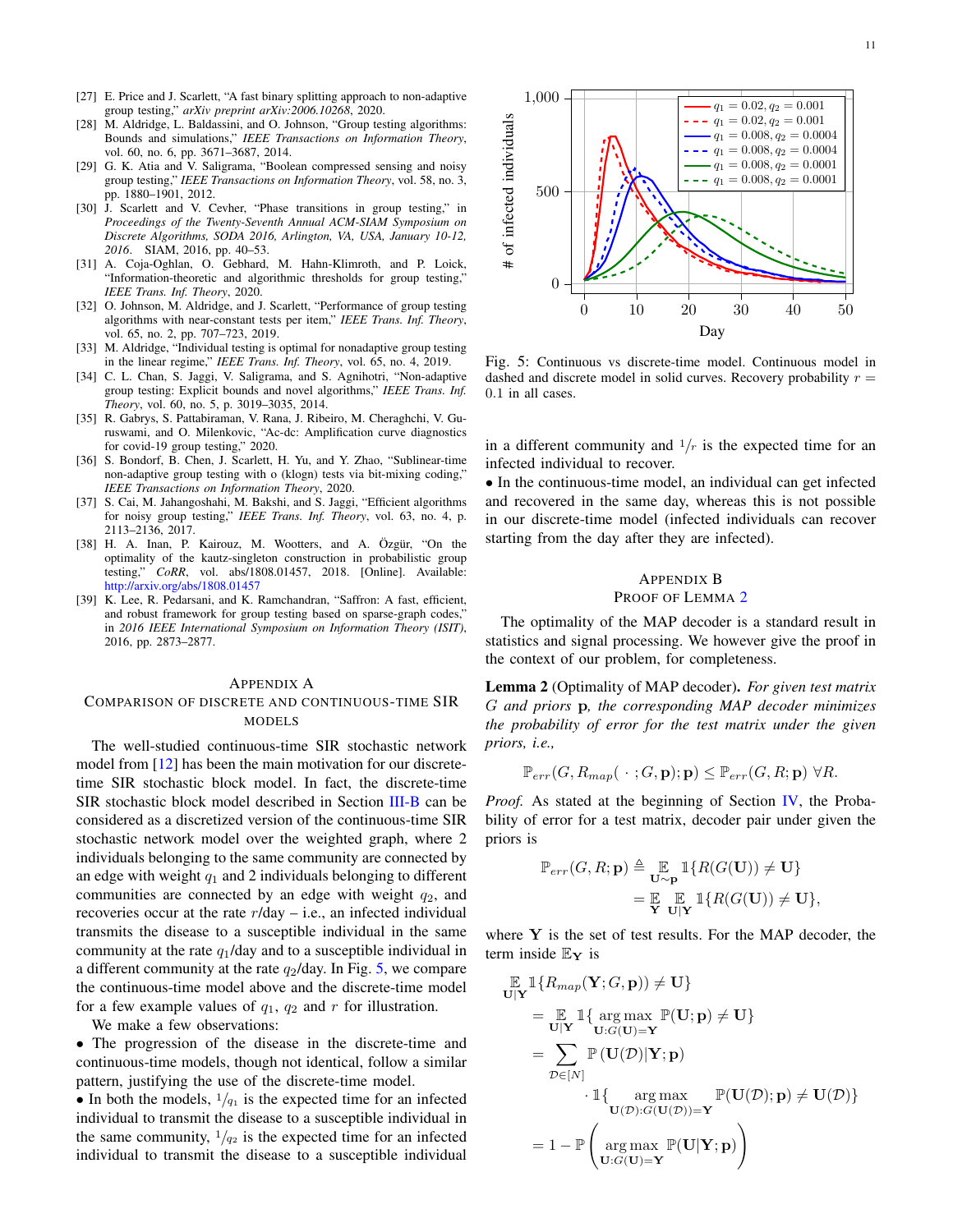[27] E. Price and J. Scarlett, "A fast binary splitting approach to non-adaptive group testing," *arXiv preprint arXiv:2006.10268*, 2020.

[28] M. Aldridge, L. Baldassini, and O. Johnson, "Group testing algorithms: Bounds and simulations," *IEEE Transactions on Information Theory*, vol. 60, no. 6, pp. 3671–3687, 2014.

[29] G. K. Atia and V. Saligrama, "Boolean compressed sensing and noisy group testing," *IEEE Transactions on Information Theory*, vol. 58, no. 3, pp. 1880–1901, 2012.

[30] J. Scarlett and V. Cevher, "Phase transitions in group testing," in *Proceedings of the Twenty-Seventh Annual ACM-SIAM Symposium on Discrete Algorithms, SODA 2016, Arlington, VA, USA, January 10-12, 2016*. SIAM, 2016, pp. 40–53.

[31] A. Coja-Oghlan, O. Gebhard, M. Hahn-Klimroth, and P. Loick, "Information-theoretic and algorithmic thresholds for group testing," *IEEE Trans. Inf. Theory*, 2020.

[32] O. Johnson, M. Aldridge, and J. Scarlett, "Performance of group testing algorithms with near-constant tests per item," *IEEE Trans. Inf. Theory*, vol. 65, no. 2, pp. 707–723, 2019.

[33] M. Aldridge, "Individual testing is optimal for nonadaptive group testing in the linear regime," *IEEE Trans. Inf. Theory*, vol. 65, no. 4, 2019.

[34] C. L. Chan, S. Jaggi, V. Saligrama, and S. Agnihotri, "Non-adaptive group testing: Explicit bounds and novel algorithms," *IEEE Trans. Inf. Theory*, vol. 60, no. 5, p. 3019–3035, 2014.

[35] R. Gabrys, S. Pattabiraman, V. Rana, J. Ribeiro, M. Cheraghchi, V. Guruswami, and O. Milenkovic, "Ac-dc: Amplification curve diagnostics for covid-19 group testing," 2020.

[36] S. Bondorf, B. Chen, J. Scarlett, H. Yu, and Y. Zhao, "Sublinear-time non-adaptive group testing with o (klogn) tests via bit-mixing coding," *IEEE Transactions on Information Theory*, 2020.

[37] S. Cai, M. Jahangoshahi, M. Bakshi, and S. Jaggi, "Efficient algorithms for noisy group testing," *IEEE Trans. Inf. Theory*, vol. 63, no. 4, p. 2113–2136, 2017.

[38] H. A. Inan, P. Kairouz, M. Wootters, and A. Özgür, "On the optimality of the kautz-singleton construction in probabilistic group testing," *CoRR*, vol. abs/1808.01457, 2018. [Online]. Available: http://arxiv.org/abs/1808.01457

[39] K. Lee, R. Pedarsani, and K. Ramchandran, "Saffron: A fast, efficient, and robust framework for group testing based on sparse-graph codes," in *2016 IEEE International Symposium on Information Theory (ISIT)*, 2016, pp. 2873–2877.

## Appendix A
## Comparison of Discrete and Continuous-Time SIR Models

The well-studied continuous-time SIR stochastic network model from [12] has been the main motivation for our discrete-time SIR stochastic block model. In fact, the discrete-time SIR stochastic block model described in Section III-B can be considered as a discretized version of the continuous-time SIR stochastic network model over the weighted graph, where 2 individuals belonging to the same community are connected by an edge with weight $q_1$ and 2 individuals belonging to different communities are connected by an edge with weight $q_2$, and recoveries occur at the rate $r$/day – i.e., an infected individual transmits the disease to a susceptible individual in the same community at the rate $q_1$/day and to a susceptible individual in a different community at the rate $q_2$/day. In Fig. 5, we compare the continuous-time model above and the discrete-time model for a few example values of $q_1$, $q_2$ and $r$ for illustration.

We make a few observations:

- The progression of the disease in the discrete-time and continuous-time models, though not identical, follow a similar pattern, justifying the use of the discrete-time model.
- In both the models, $1/q_1$ is the expected time for an infected individual to transmit the disease to a susceptible individual in the same community, $1/q_2$ is the expected time for an infected individual to transmit the disease to a susceptible individual in a different community and $1/r$ is the expected time for an infected individual to recover.
- In the continuous-time model, an individual can get infected and recovered in the same day, whereas this is not possible in our discrete-time model (infected individuals can recover starting from the day after they are infected).

Fig. 5: Continuous vs discrete-time model. Continuous model in dashed and discrete model in solid curves. Recovery probability $r = 0.1$ in all cases.

## Appendix B
## Proof of Lemma 2

The optimality of the MAP decoder is a standard result in statistics and signal processing. We however give the proof in the context of our problem, for completeness.

**Lemma 2** (Optimality of MAP decoder). *For given test matrix $G$ and priors $\mathbf{p}$, the corresponding MAP decoder minimizes the probability of error for the test matrix under the given priors, i.e.,*

$$\mathbb{P}_{err}(G, R_{map}(\,\cdot\,; G, \mathbf{p}); \mathbf{p}) \le \mathbb{P}_{err}(G, R; \mathbf{p}) \;\forall R.$$

*Proof.* As stated at the beginning of Section IV, the Probability of error for a test matrix, decoder pair under given the priors is

$$\begin{aligned}\mathbb{P}_{err}(G, R; \mathbf{p}) &\triangleq \mathop{\mathbb{E}}_{\mathbf{U}\sim\mathbf{p}} \mathbb{1}\{R(G(\mathbf{U})) \ne \mathbf{U}\} \\ &= \mathop{\mathbb{E}}_{\mathbf{Y}} \mathop{\mathbb{E}}_{\mathbf{U}|\mathbf{Y}} \mathbb{1}\{R(G(\mathbf{U})) \ne \mathbf{U}\},\end{aligned}$$

where $\mathbf{Y}$ is the set of test results. For the MAP decoder, the term inside $\mathbb{E}_{\mathbf{Y}}$ is

$$\begin{aligned}&\mathop{\mathbb{E}}_{\mathbf{U}|\mathbf{Y}} \mathbb{1}\{R_{map}(\mathbf{Y}; G, \mathbf{p})) \ne \mathbf{U}\} \\ &= \mathop{\mathbb{E}}_{\mathbf{U}|\mathbf{Y}} \mathbb{1}\{\mathop{\arg\max}_{\mathbf{U}:G(\mathbf{U})=\mathbf{Y}} \mathbb{P}(\mathbf{U}; \mathbf{p}) \ne \mathbf{U}\} \\ &= \sum_{\mathcal{D}\in[N]} \mathbb{P}\left(\mathbf{U}(\mathcal{D})|\mathbf{Y}; \mathbf{p}\right) \\ &\qquad \cdot \mathbb{1}\{\mathop{\arg\max}_{\mathbf{U}(\mathcal{D}):G(\mathbf{U}(\mathcal{D}))=\mathbf{Y}} \mathbb{P}(\mathbf{U}(\mathcal{D}); \mathbf{p}) \ne \mathbf{U}(\mathcal{D})\} \\ &= 1 - \mathbb{P}\left(\mathop{\arg\max}_{\mathbf{U}:G(\mathbf{U})=\mathbf{Y}} \mathbb{P}(\mathbf{U}|\mathbf{Y}; \mathbf{p})\right)\end{aligned}$$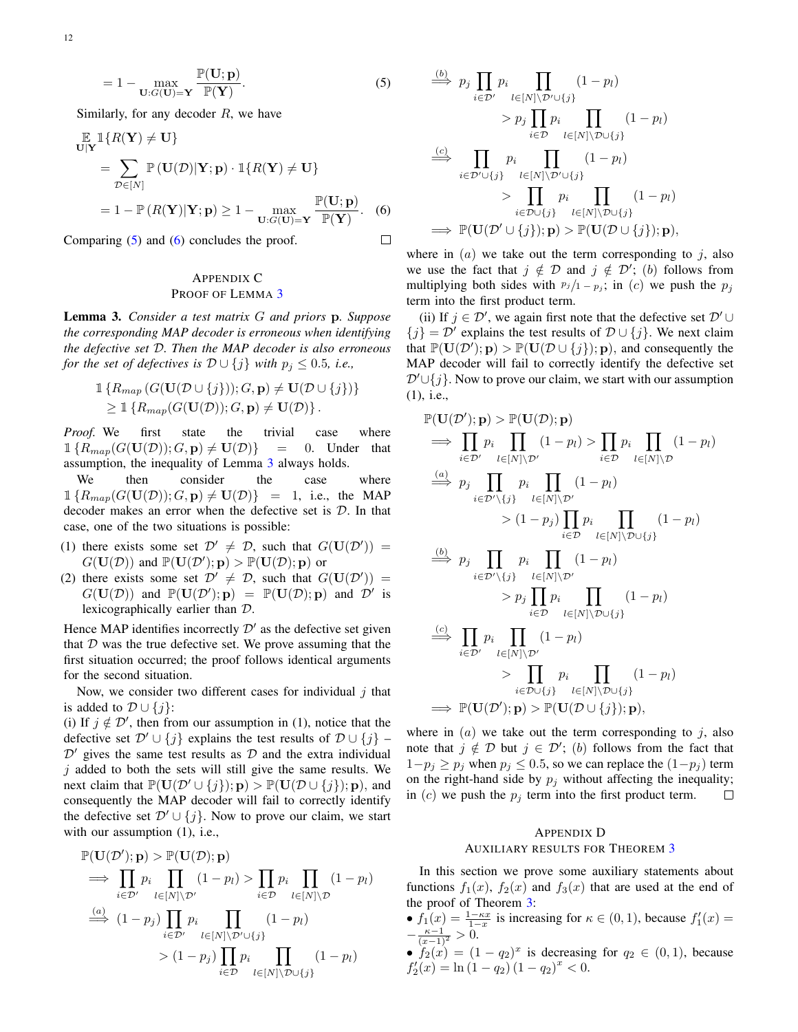$$= 1 - \max_{\mathbf{U}:G(\mathbf{U})=\mathbf{Y}} \frac{\mathbb{P}(\mathbf{U};\mathbf{p})}{\mathbb{P}(\mathbf{Y})}. \tag{5}$$

Similarly, for any decoder $R$, we have

$$\begin{aligned}
&\mathop{\mathbb{E}}_{\mathbf{U}|\mathbf{Y}} \mathbb{1}\{R(\mathbf{Y}) \neq \mathbf{U}\} \\
&= \sum_{\mathcal{D}\in[N]} \mathbb{P}\left(\mathbf{U}(\mathcal{D})|\mathbf{Y};\mathbf{p}\right) \cdot \mathbb{1}\{R(\mathbf{Y}) \neq \mathbf{U}\} \\
&= 1 - \mathbb{P}\left(R(\mathbf{Y})|\mathbf{Y};\mathbf{p}\right) \geq 1 - \max_{\mathbf{U}:G(\mathbf{U})=\mathbf{Y}} \frac{\mathbb{P}(\mathbf{U};\mathbf{p})}{\mathbb{P}(\mathbf{Y})}. \quad (6)
\end{aligned}$$

Comparing (5) and (6) concludes the proof. □

## Appendix C
## Proof of Lemma 3

**Lemma 3.** *Consider a test matrix $G$ and priors $\mathbf{p}$. Suppose the corresponding MAP decoder is erroneous when identifying the defective set $\mathcal{D}$. Then the MAP decoder is also erroneous for the set of defectives is $\mathcal{D} \cup \{j\}$ with $p_j \leq 0.5$, i.e.,*

$$\begin{aligned}
&\mathbb{1}\left\{R_{map}\left(G(\mathbf{U}(\mathcal{D}\cup\{j\}));G,\mathbf{p}\right) \neq \mathbf{U}(\mathcal{D}\cup\{j\})\right\} \\
&\geq \mathbb{1}\left\{R_{map}(G(\mathbf{U}(\mathcal{D}));G,\mathbf{p}) \neq \mathbf{U}(\mathcal{D})\right\}.
\end{aligned}$$

*Proof.* We first state the trivial case where $\mathbb{1}\left\{R_{map}(G(\mathbf{U}(\mathcal{D}));G,\mathbf{p}) \neq \mathbf{U}(\mathcal{D})\right\} = 0$. Under that assumption, the inequality of Lemma 3 always holds.

We then consider the case where $\mathbb{1}\left\{R_{map}(G(\mathbf{U}(\mathcal{D}));G,\mathbf{p}) \neq \mathbf{U}(\mathcal{D})\right\} = 1$, i.e., the MAP decoder makes an error when the defective set is $\mathcal{D}$. In that case, one of the two situations is possible:

(1) there exists some set $\mathcal{D}' \neq \mathcal{D}$, such that $G(\mathbf{U}(\mathcal{D}')) = G(\mathbf{U}(\mathcal{D}))$ and $\mathbb{P}(\mathbf{U}(\mathcal{D}');\mathbf{p}) > \mathbb{P}(\mathbf{U}(\mathcal{D});\mathbf{p})$ or

(2) there exists some set $\mathcal{D}' \neq \mathcal{D}$, such that $G(\mathbf{U}(\mathcal{D}')) = G(\mathbf{U}(\mathcal{D}))$ and $\mathbb{P}(\mathbf{U}(\mathcal{D}');\mathbf{p}) = \mathbb{P}(\mathbf{U}(\mathcal{D});\mathbf{p})$ and $\mathcal{D}'$ is lexicographically earlier than $\mathcal{D}$.

Hence MAP identifies incorrectly $\mathcal{D}'$ as the defective set given that $\mathcal{D}$ was the true defective set. We prove assuming that the first situation occurred; the proof follows identical arguments for the second situation.

Now, we consider two different cases for individual $j$ that is added to $\mathcal{D} \cup \{j\}$:

(i) If $j \notin \mathcal{D}'$, then from our assumption in (1), notice that the defective set $\mathcal{D}' \cup \{j\}$ explains the test results of $\mathcal{D} \cup \{j\}$ – $\mathcal{D}'$ gives the same test results as $\mathcal{D}$ and the extra individual $j$ added to both the sets will still give the same results. We next claim that $\mathbb{P}(\mathbf{U}(\mathcal{D}' \cup \{j\});\mathbf{p}) > \mathbb{P}(\mathbf{U}(\mathcal{D} \cup \{j\});\mathbf{p})$, and consequently the MAP decoder will fail to correctly identify the defective set $\mathcal{D}' \cup \{j\}$. Now to prove our claim, we start with our assumption (1), i.e.,

$$\begin{aligned}
&\mathbb{P}(\mathbf{U}(\mathcal{D}');\mathbf{p}) > \mathbb{P}(\mathbf{U}(\mathcal{D});\mathbf{p}) \\
&\implies \prod_{i\in\mathcal{D}'} p_i \prod_{l\in[N]\setminus\mathcal{D}'} (1-p_l) > \prod_{i\in\mathcal{D}} p_i \prod_{l\in[N]\setminus\mathcal{D}} (1-p_l) \\
&\overset{(a)}{\implies} (1-p_j) \prod_{i\in\mathcal{D}'} p_i \prod_{l\in[N]\setminus\mathcal{D}'\cup\{j\}} (1-p_l) \\
&\qquad\qquad > (1-p_j) \prod_{i\in\mathcal{D}} p_i \prod_{l\in[N]\setminus\mathcal{D}\cup\{j\}} (1-p_l) \\
&\overset{(b)}{\implies} p_j \prod_{i\in\mathcal{D}'} p_i \prod_{l\in[N]\setminus\mathcal{D}'\cup\{j\}} (1-p_l) \\
&\qquad\qquad > p_j \prod_{i\in\mathcal{D}} p_i \prod_{l\in[N]\setminus\mathcal{D}\cup\{j\}} (1-p_l) \\
&\overset{(c)}{\implies} \prod_{i\in\mathcal{D}'\cup\{j\}} p_i \prod_{l\in[N]\setminus\mathcal{D}'\cup\{j\}} (1-p_l) \\
&\qquad\qquad > \prod_{i\in\mathcal{D}\cup\{j\}} p_i \prod_{l\in[N]\setminus\mathcal{D}\cup\{j\}} (1-p_l) \\
&\implies \mathbb{P}(\mathbf{U}(\mathcal{D}'\cup\{j\});\mathbf{p}) > \mathbb{P}(\mathbf{U}(\mathcal{D}\cup\{j\});\mathbf{p}),
\end{aligned}$$

where in $(a)$ we take out the term corresponding to $j$, also we use the fact that $j \notin \mathcal{D}$ and $j \notin \mathcal{D}'$; $(b)$ follows from multiplying both sides with $p_j/1-p_j$; in $(c)$ we push the $p_j$ term into the first product term.

(ii) If $j \in \mathcal{D}'$, we again first note that the defective set $\mathcal{D}' \cup \{j\} = \mathcal{D}'$ explains the test results of $\mathcal{D} \cup \{j\}$. We next claim that $\mathbb{P}(\mathbf{U}(\mathcal{D}');\mathbf{p}) > \mathbb{P}(\mathbf{U}(\mathcal{D} \cup \{j\});\mathbf{p})$, and consequently the MAP decoder will fail to correctly identify the defective set $\mathcal{D}' \cup \{j\}$. Now to prove our claim, we start with our assumption (1), i.e.,

$$\begin{aligned}
&\mathbb{P}(\mathbf{U}(\mathcal{D}');\mathbf{p}) > \mathbb{P}(\mathbf{U}(\mathcal{D});\mathbf{p}) \\
&\implies \prod_{i\in\mathcal{D}'} p_i \prod_{l\in[N]\setminus\mathcal{D}'} (1-p_l) > \prod_{i\in\mathcal{D}} p_i \prod_{l\in[N]\setminus\mathcal{D}} (1-p_l) \\
&\overset{(a)}{\implies} p_j \prod_{i\in\mathcal{D}'\setminus\{j\}} p_i \prod_{l\in[N]\setminus\mathcal{D}'} (1-p_l) \\
&\qquad\qquad > (1-p_j) \prod_{i\in\mathcal{D}} p_i \prod_{l\in[N]\setminus\mathcal{D}\cup\{j\}} (1-p_l) \\
&\overset{(b)}{\implies} p_j \prod_{i\in\mathcal{D}'\setminus\{j\}} p_i \prod_{l\in[N]\setminus\mathcal{D}'} (1-p_l) \\
&\qquad\qquad > p_j \prod_{i\in\mathcal{D}} p_i \prod_{l\in[N]\setminus\mathcal{D}\cup\{j\}} (1-p_l) \\
&\overset{(c)}{\implies} \prod_{i\in\mathcal{D}'} p_i \prod_{l\in[N]\setminus\mathcal{D}'} (1-p_l) \\
&\qquad\qquad > \prod_{i\in\mathcal{D}\cup\{j\}} p_i \prod_{l\in[N]\setminus\mathcal{D}\cup\{j\}} (1-p_l) \\
&\implies \mathbb{P}(\mathbf{U}(\mathcal{D}');\mathbf{p}) > \mathbb{P}(\mathbf{U}(\mathcal{D}\cup\{j\});\mathbf{p}),
\end{aligned}$$

where in $(a)$ we take out the term corresponding to $j$, also note that $j \notin \mathcal{D}$ but $j \in \mathcal{D}'$; $(b)$ follows from the fact that $1-p_j \geq p_j$ when $p_j \leq 0.5$, so we can replace the $(1-p_j)$ term on the right-hand side by $p_j$ without affecting the inequality; in $(c)$ we push the $p_j$ term into the first product term. □

## Appendix D
## Auxiliary Results for Theorem 3

In this section we prove some auxiliary statements about functions $f_1(x)$, $f_2(x)$ and $f_3(x)$ that are used at the end of the proof of Theorem 3:

- $f_1(x) = \frac{1-\kappa x}{1-x}$ is increasing for $\kappa \in (0,1)$, because $f_1'(x) = -\frac{\kappa-1}{(x-1)^2} > 0$.
- $f_2(x) = (1-q_2)^x$ is decreasing for $q_2 \in (0,1)$, because $f_2'(x) = \ln(1-q_2)(1-q_2)^x < 0$.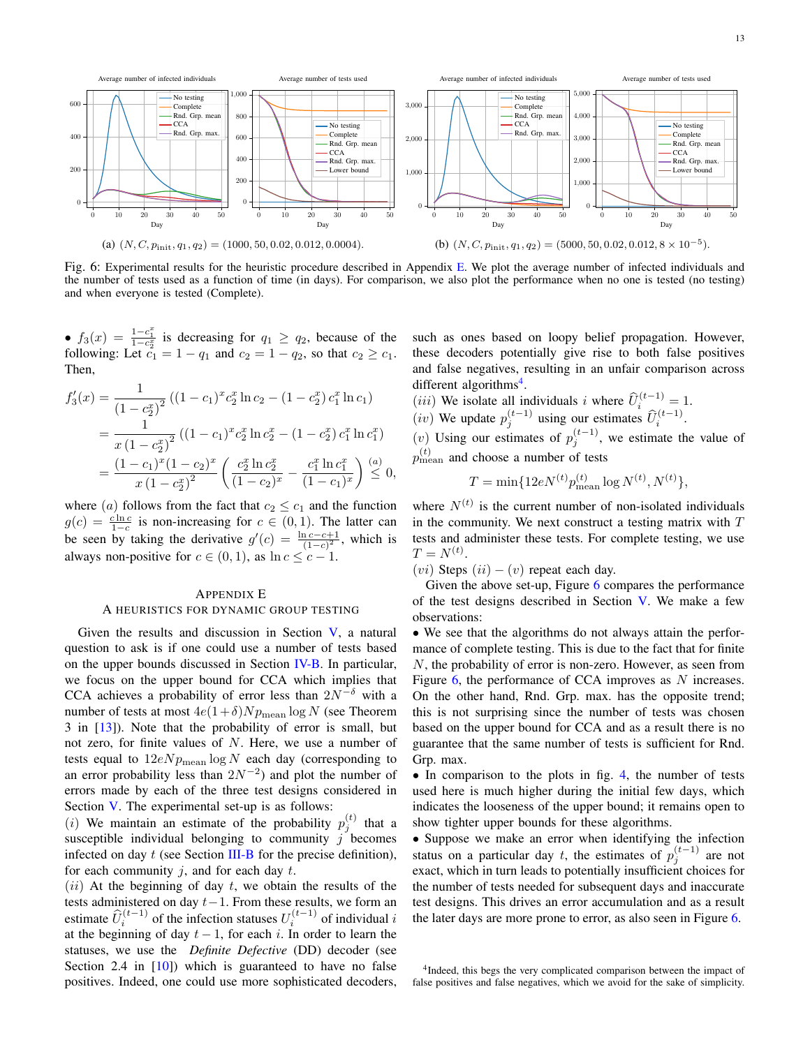Average number of infected individuals

600
400
200
0

0 10 20 30 40 50

Day

No testing
Complete
Rnd. Grp. mean
CCA
Rnd. Grp. max.

Average number of tests used

1,000
800
600
400
200
0

0 10 20 30 40 50

Day

No testing
Complete
Rnd. Grp. mean
CCA
Rnd. Grp. max.
Lower bound

(a) $(N, C, p_{\text{init}}, q_1, q_2) = (1000, 50, 0.02, 0.012, 0.0004)$.

Average number of infected individuals

3,000
2,000
1,000
0

0 10 20 30 40 50

Day

No testing
Complete
Rnd. Grp. mean
CCA
Rnd. Grp. max.

Average number of tests used

5,000
4,000
3,000
2,000
1,000
0

0 10 20 30 40 50

Day

No testing
Complete
Rnd. Grp. mean
CCA
Rnd. Grp. max.
Lower bound

(b) $(N, C, p_{\text{init}}, q_1, q_2) = (5000, 50, 0.02, 0.012, 8 \times 10^{-5})$.

Fig. 6: Experimental results for the heuristic procedure described in Appendix E. We plot the average number of infected individuals and the number of tests used as a function of time (in days). For comparison, we also plot the performance when no one is tested (no testing) and when everyone is tested (Complete).

- $f_3(x) = \frac{1-c_1^x}{1-c_2^x}$ is decreasing for $q_1 \geq q_2$, because of the following: Let $c_1 = 1 - q_1$ and $c_2 = 1 - q_2$, so that $c_2 \geq c_1$. Then,

$$
\begin{aligned}
f_3'(x) &= \frac{1}{(1-c_2^x)^2}\left((1-c_1)^x c_2^x \ln c_2 - (1-c_2^x)\, c_1^x \ln c_1\right) \\
&= \frac{1}{x\,(1-c_2^x)^2}\left((1-c_1)^x c_2^x \ln c_2^x - (1-c_2^x)\, c_1^x \ln c_1^x\right) \\
&= \frac{(1-c_1)^x(1-c_2)^x}{x\,(1-c_2^x)^2}\left(\frac{c_2^x \ln c_2^x}{(1-c_2)^x} - \frac{c_1^x \ln c_1^x}{(1-c_1)^x}\right) \overset{(a)}{\leq} 0,
\end{aligned}
$$

where $(a)$ follows from the fact that $c_2 \leq c_1$ and the function $g(c) = \frac{c \ln c}{1-c}$ is non-increasing for $c \in (0,1)$. The latter can be seen by taking the derivative $g'(c) = \frac{\ln c - c + 1}{(1-c)^2}$, which is always non-positive for $c \in (0,1)$, as $\ln c \leq c - 1$.

## Appendix E
## A heuristics for dynamic group testing

Given the results and discussion in Section V, a natural question to ask is if one could use a number of tests based on the upper bounds discussed in Section IV-B. In particular, we focus on the upper bound for CCA which implies that CCA achieves a probability of error less than $2N^{-\delta}$ with a number of tests at most $4e(1+\delta)Np_{\text{mean}} \log N$ (see Theorem 3 in [13]). Note that the probability of error is small, but not zero, for finite values of $N$. Here, we use a number of tests equal to $12eNp_{\text{mean}} \log N$ each day (corresponding to an error probability less than $2N^{-2}$) and plot the number of errors made by each of the three test designs considered in Section V. The experimental set-up is as follows:

$(i)$ We maintain an estimate of the probability $p_j^{(t)}$ that a susceptible individual belonging to community $j$ becomes infected on day $t$ (see Section III-B for the precise definition), for each community $j$, and for each day $t$.

$(ii)$ At the beginning of day $t$, we obtain the results of the tests administered on day $t-1$. From these results, we form an estimate $\widehat{U}_i^{(t-1)}$ of the infection statuses $U_i^{(t-1)}$ of individual $i$ at the beginning of day $t-1$, for each $i$. In order to learn the statuses, we use the *Definite Defective* (DD) decoder (see Section 2.4 in [10]) which is guaranteed to have no false positives. Indeed, one could use more sophisticated decoders, such as ones based on loopy belief propagation. However, these decoders potentially give rise to both false positives and false negatives, resulting in an unfair comparison across different algorithms[4].

$(iii)$ We isolate all individuals $i$ where $\widehat{U}_i^{(t-1)} = 1$.

$(iv)$ We update $p_j^{(t-1)}$ using our estimates $\widehat{U}_i^{(t-1)}$.

$(v)$ Using our estimates of $p_j^{(t-1)}$, we estimate the value of $p_{\text{mean}}^{(t)}$ and choose a number of tests

$$T = \min\{12eN^{(t)}p_{\text{mean}}^{(t)} \log N^{(t)}, N^{(t)}\},$$

where $N^{(t)}$ is the current number of non-isolated individuals in the community. We next construct a testing matrix with $T$ tests and administer these tests. For complete testing, we use $T = N^{(t)}$.

$(vi)$ Steps $(ii) - (v)$ repeat each day.

Given the above set-up, Figure 6 compares the performance of the test designs described in Section V. We make a few observations:

- We see that the algorithms do not always attain the performance of complete testing. This is due to the fact that for finite $N$, the probability of error is non-zero. However, as seen from Figure 6, the performance of CCA improves as $N$ increases. On the other hand, Rnd. Grp. max. has the opposite trend; this is not surprising since the number of tests was chosen based on the upper bound for CCA and as a result there is no guarantee that the same number of tests is sufficient for Rnd. Grp. max.
- In comparison to the plots in fig. 4, the number of tests used here is much higher during the initial few days, which indicates the looseness of the upper bound; it remains open to show tighter upper bounds for these algorithms.
- Suppose we make an error when identifying the infection status on a particular day $t$, the estimates of $p_j^{(t-1)}$ are not exact, which in turn leads to potentially insufficient choices for the number of tests needed for subsequent days and inaccurate test designs. This drives an error accumulation and as a result the later days are more prone to error, as also seen in Figure 6.

[4]Indeed, this begs the very complicated comparison between the impact of false positives and false negatives, which we avoid for the sake of simplicity.